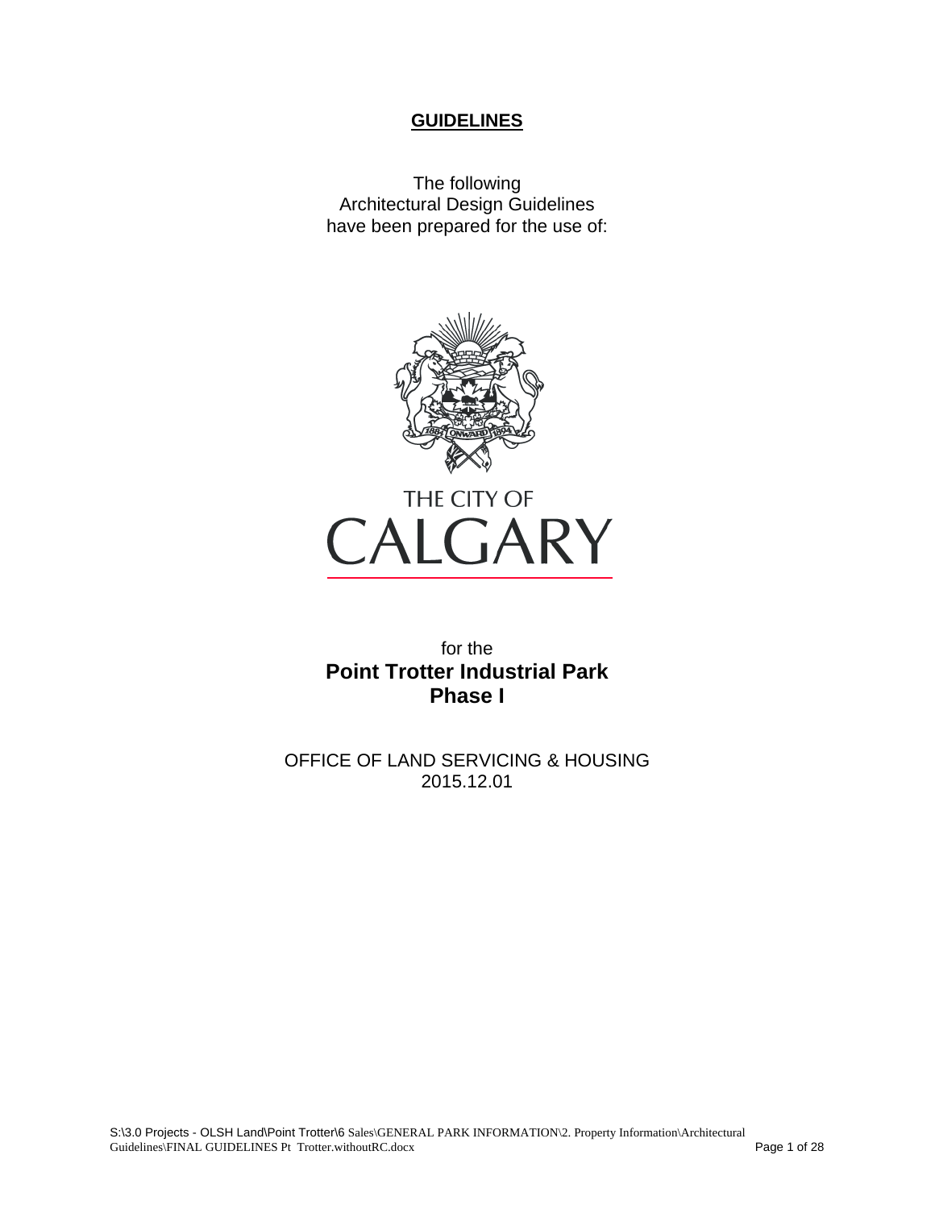**GUIDELINES**

The following
Architectural Design Guidelines
have been prepared for the use of:

THE CITY OF
CALGARY

for the
**Point Trotter Industrial Park**
**Phase I**

OFFICE OF LAND SERVICING & HOUSING
2015.12.01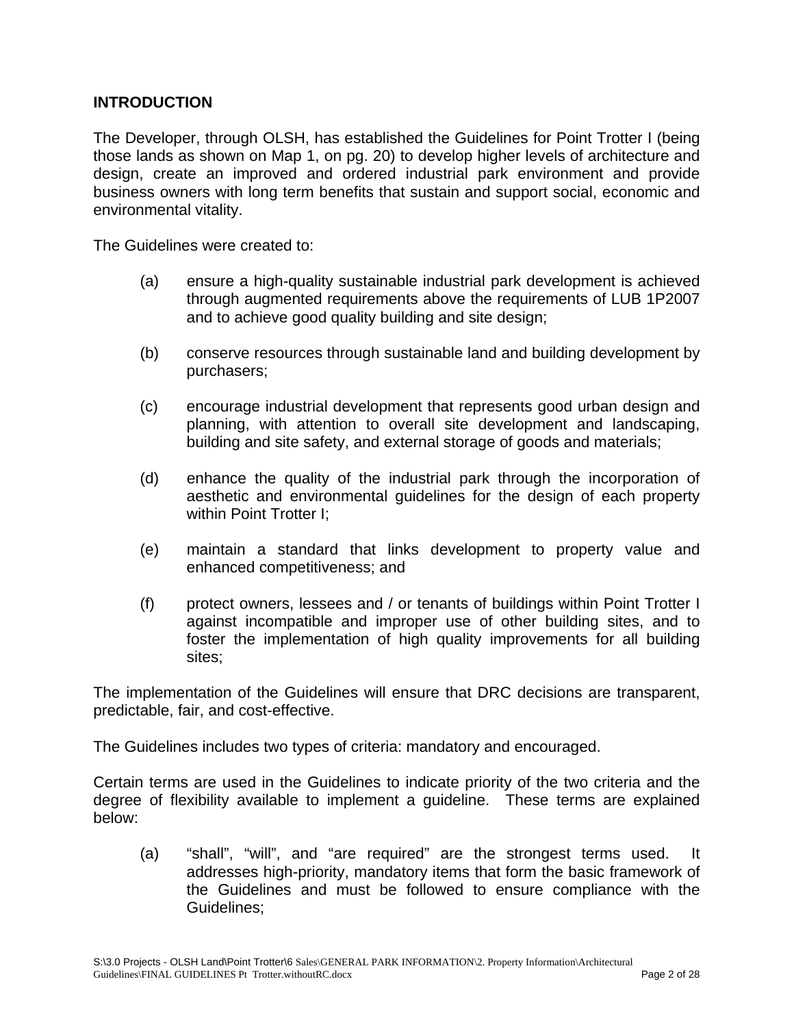## INTRODUCTION

The Developer, through OLSH, has established the Guidelines for Point Trotter I (being those lands as shown on Map 1, on pg. 20) to develop higher levels of architecture and design, create an improved and ordered industrial park environment and provide business owners with long term benefits that sustain and support social, economic and environmental vitality.

The Guidelines were created to:

(a) ensure a high-quality sustainable industrial park development is achieved through augmented requirements above the requirements of LUB 1P2007 and to achieve good quality building and site design;

(b) conserve resources through sustainable land and building development by purchasers;

(c) encourage industrial development that represents good urban design and planning, with attention to overall site development and landscaping, building and site safety, and external storage of goods and materials;

(d) enhance the quality of the industrial park through the incorporation of aesthetic and environmental guidelines for the design of each property within Point Trotter I;

(e) maintain a standard that links development to property value and enhanced competitiveness; and

(f) protect owners, lessees and / or tenants of buildings within Point Trotter I against incompatible and improper use of other building sites, and to foster the implementation of high quality improvements for all building sites;

The implementation of the Guidelines will ensure that DRC decisions are transparent, predictable, fair, and cost-effective.

The Guidelines includes two types of criteria: mandatory and encouraged.

Certain terms are used in the Guidelines to indicate priority of the two criteria and the degree of flexibility available to implement a guideline. These terms are explained below:

(a) "shall", "will", and "are required" are the strongest terms used. It addresses high-priority, mandatory items that form the basic framework of the Guidelines and must be followed to ensure compliance with the Guidelines;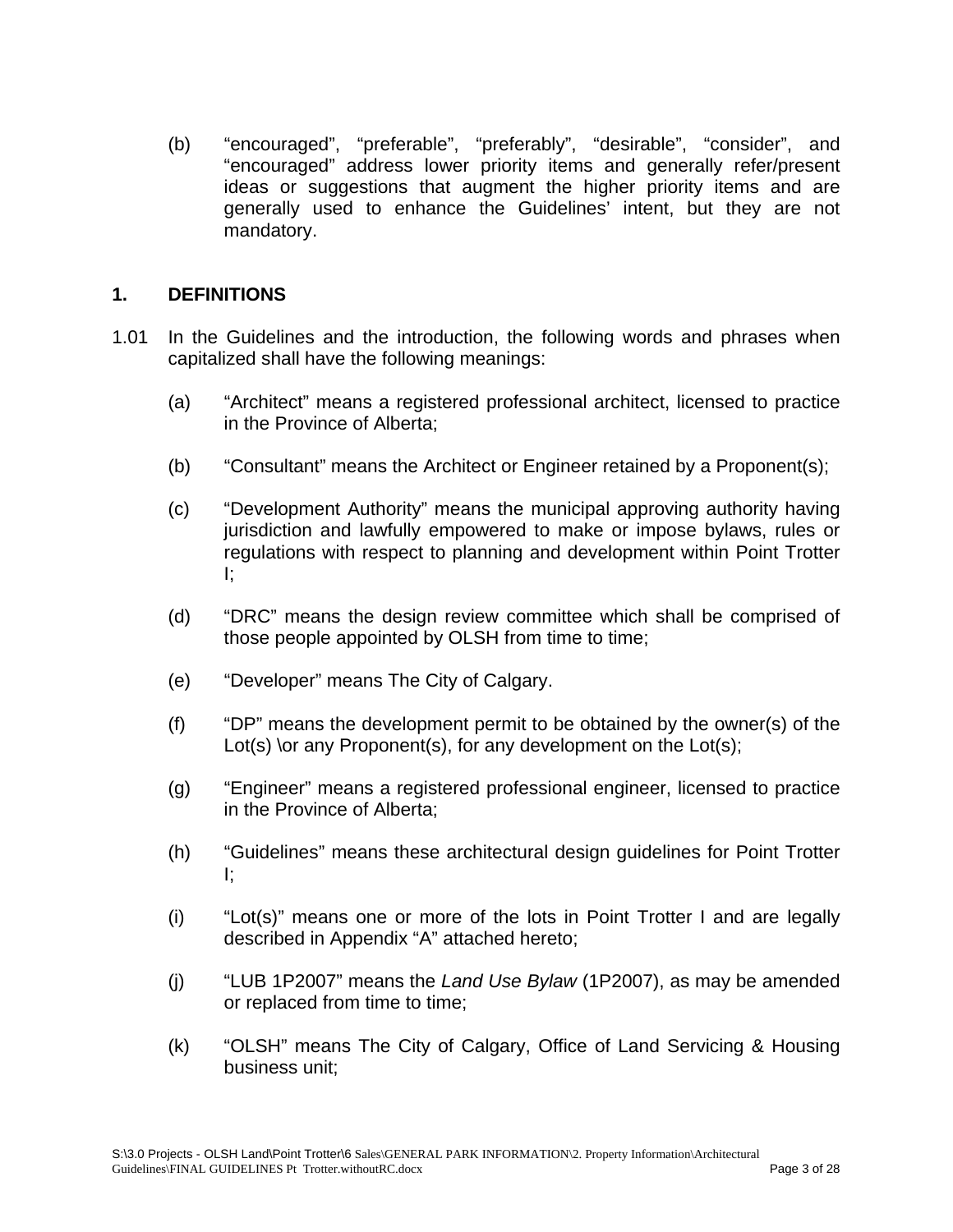(b) "encouraged", "preferable", "preferably", "desirable", "consider", and "encouraged" address lower priority items and generally refer/present ideas or suggestions that augment the higher priority items and are generally used to enhance the Guidelines' intent, but they are not mandatory.

## 1. DEFINITIONS

1.01 In the Guidelines and the introduction, the following words and phrases when capitalized shall have the following meanings:

(a) "Architect" means a registered professional architect, licensed to practice in the Province of Alberta;

(b) "Consultant" means the Architect or Engineer retained by a Proponent(s);

(c) "Development Authority" means the municipal approving authority having jurisdiction and lawfully empowered to make or impose bylaws, rules or regulations with respect to planning and development within Point Trotter I;

(d) "DRC" means the design review committee which shall be comprised of those people appointed by OLSH from time to time;

(e) "Developer" means The City of Calgary.

(f) "DP" means the development permit to be obtained by the owner(s) of the Lot(s) \or any Proponent(s), for any development on the Lot(s);

(g) "Engineer" means a registered professional engineer, licensed to practice in the Province of Alberta;

(h) "Guidelines" means these architectural design guidelines for Point Trotter I;

(i) "Lot(s)" means one or more of the lots in Point Trotter I and are legally described in Appendix "A" attached hereto;

(j) "LUB 1P2007" means the *Land Use Bylaw* (1P2007), as may be amended or replaced from time to time;

(k) "OLSH" means The City of Calgary, Office of Land Servicing & Housing business unit;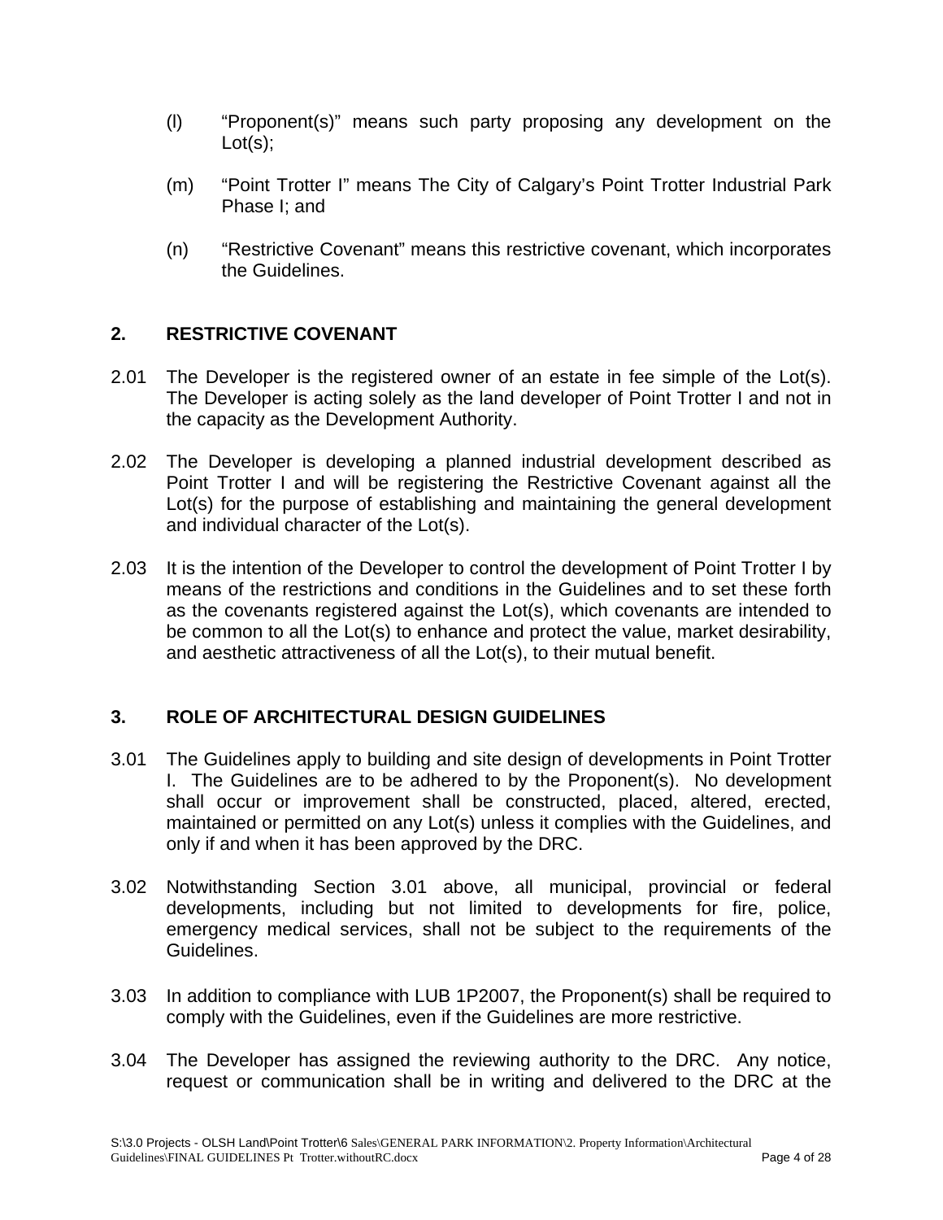(l) "Proponent(s)" means such party proposing any development on the Lot(s);

(m) "Point Trotter I" means The City of Calgary's Point Trotter Industrial Park Phase I; and

(n) "Restrictive Covenant" means this restrictive covenant, which incorporates the Guidelines.

## 2. RESTRICTIVE COVENANT

2.01 The Developer is the registered owner of an estate in fee simple of the Lot(s). The Developer is acting solely as the land developer of Point Trotter I and not in the capacity as the Development Authority.

2.02 The Developer is developing a planned industrial development described as Point Trotter I and will be registering the Restrictive Covenant against all the Lot(s) for the purpose of establishing and maintaining the general development and individual character of the Lot(s).

2.03 It is the intention of the Developer to control the development of Point Trotter I by means of the restrictions and conditions in the Guidelines and to set these forth as the covenants registered against the Lot(s), which covenants are intended to be common to all the Lot(s) to enhance and protect the value, market desirability, and aesthetic attractiveness of all the Lot(s), to their mutual benefit.

## 3. ROLE OF ARCHITECTURAL DESIGN GUIDELINES

3.01 The Guidelines apply to building and site design of developments in Point Trotter I. The Guidelines are to be adhered to by the Proponent(s). No development shall occur or improvement shall be constructed, placed, altered, erected, maintained or permitted on any Lot(s) unless it complies with the Guidelines, and only if and when it has been approved by the DRC.

3.02 Notwithstanding Section 3.01 above, all municipal, provincial or federal developments, including but not limited to developments for fire, police, emergency medical services, shall not be subject to the requirements of the Guidelines.

3.03 In addition to compliance with LUB 1P2007, the Proponent(s) shall be required to comply with the Guidelines, even if the Guidelines are more restrictive.

3.04 The Developer has assigned the reviewing authority to the DRC. Any notice, request or communication shall be in writing and delivered to the DRC at the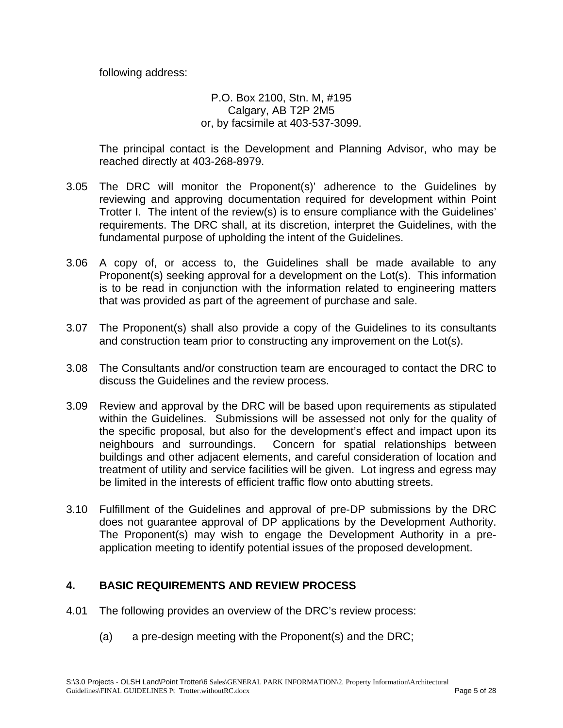following address:

P.O. Box 2100, Stn. M, #195
Calgary, AB T2P 2M5
or, by facsimile at 403-537-3099.

The principal contact is the Development and Planning Advisor, who may be reached directly at 403-268-8979.

3.05 The DRC will monitor the Proponent(s)' adherence to the Guidelines by reviewing and approving documentation required for development within Point Trotter I. The intent of the review(s) is to ensure compliance with the Guidelines' requirements. The DRC shall, at its discretion, interpret the Guidelines, with the fundamental purpose of upholding the intent of the Guidelines.

3.06 A copy of, or access to, the Guidelines shall be made available to any Proponent(s) seeking approval for a development on the Lot(s). This information is to be read in conjunction with the information related to engineering matters that was provided as part of the agreement of purchase and sale.

3.07 The Proponent(s) shall also provide a copy of the Guidelines to its consultants and construction team prior to constructing any improvement on the Lot(s).

3.08 The Consultants and/or construction team are encouraged to contact the DRC to discuss the Guidelines and the review process.

3.09 Review and approval by the DRC will be based upon requirements as stipulated within the Guidelines. Submissions will be assessed not only for the quality of the specific proposal, but also for the development's effect and impact upon its neighbours and surroundings. Concern for spatial relationships between buildings and other adjacent elements, and careful consideration of location and treatment of utility and service facilities will be given. Lot ingress and egress may be limited in the interests of efficient traffic flow onto abutting streets.

3.10 Fulfillment of the Guidelines and approval of pre-DP submissions by the DRC does not guarantee approval of DP applications by the Development Authority. The Proponent(s) may wish to engage the Development Authority in a pre-application meeting to identify potential issues of the proposed development.

## 4. BASIC REQUIREMENTS AND REVIEW PROCESS

4.01 The following provides an overview of the DRC's review process:

(a) a pre-design meeting with the Proponent(s) and the DRC;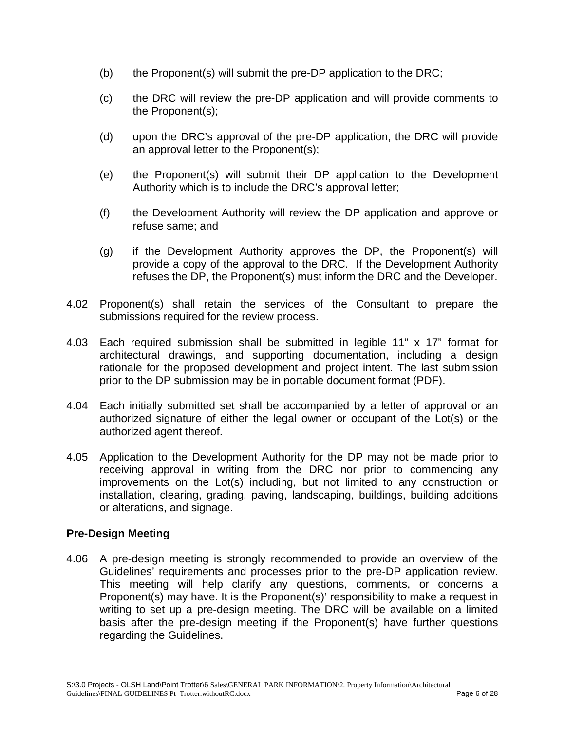(b) the Proponent(s) will submit the pre-DP application to the DRC;

(c) the DRC will review the pre-DP application and will provide comments to the Proponent(s);

(d) upon the DRC's approval of the pre-DP application, the DRC will provide an approval letter to the Proponent(s);

(e) the Proponent(s) will submit their DP application to the Development Authority which is to include the DRC's approval letter;

(f) the Development Authority will review the DP application and approve or refuse same; and

(g) if the Development Authority approves the DP, the Proponent(s) will provide a copy of the approval to the DRC. If the Development Authority refuses the DP, the Proponent(s) must inform the DRC and the Developer.

4.02 Proponent(s) shall retain the services of the Consultant to prepare the submissions required for the review process.

4.03 Each required submission shall be submitted in legible 11" x 17" format for architectural drawings, and supporting documentation, including a design rationale for the proposed development and project intent. The last submission prior to the DP submission may be in portable document format (PDF).

4.04 Each initially submitted set shall be accompanied by a letter of approval or an authorized signature of either the legal owner or occupant of the Lot(s) or the authorized agent thereof.

4.05 Application to the Development Authority for the DP may not be made prior to receiving approval in writing from the DRC nor prior to commencing any improvements on the Lot(s) including, but not limited to any construction or installation, clearing, grading, paving, landscaping, buildings, building additions or alterations, and signage.

**Pre-Design Meeting**

4.06 A pre-design meeting is strongly recommended to provide an overview of the Guidelines' requirements and processes prior to the pre-DP application review. This meeting will help clarify any questions, comments, or concerns a Proponent(s) may have. It is the Proponent(s)' responsibility to make a request in writing to set up a pre-design meeting. The DRC will be available on a limited basis after the pre-design meeting if the Proponent(s) have further questions regarding the Guidelines.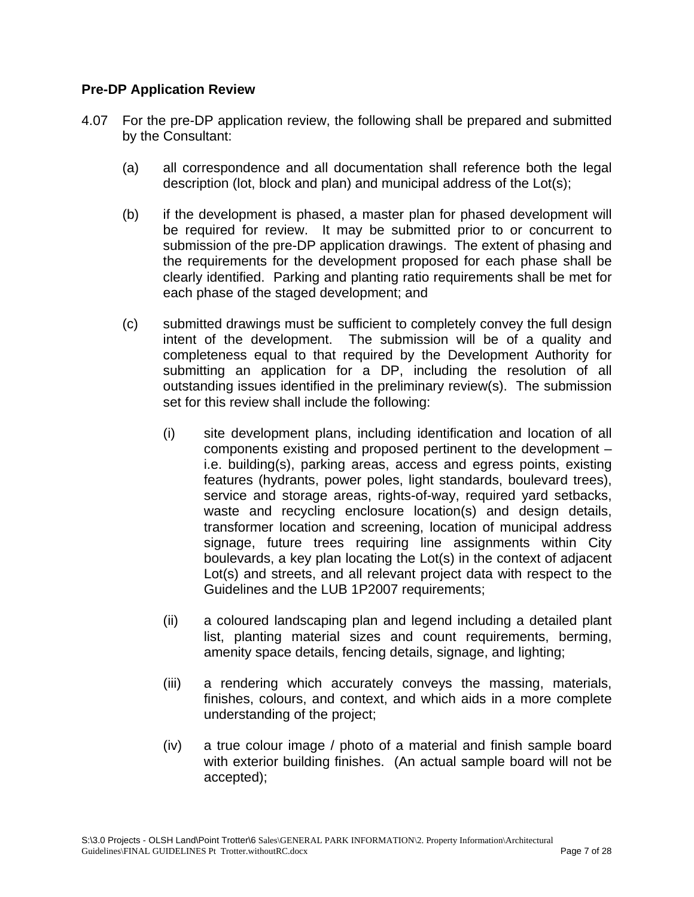**Pre-DP Application Review**

4.07 For the pre-DP application review, the following shall be prepared and submitted by the Consultant:

(a) all correspondence and all documentation shall reference both the legal description (lot, block and plan) and municipal address of the Lot(s);

(b) if the development is phased, a master plan for phased development will be required for review. It may be submitted prior to or concurrent to submission of the pre-DP application drawings. The extent of phasing and the requirements for the development proposed for each phase shall be clearly identified. Parking and planting ratio requirements shall be met for each phase of the staged development; and

(c) submitted drawings must be sufficient to completely convey the full design intent of the development. The submission will be of a quality and completeness equal to that required by the Development Authority for submitting an application for a DP, including the resolution of all outstanding issues identified in the preliminary review(s). The submission set for this review shall include the following:

(i) site development plans, including identification and location of all components existing and proposed pertinent to the development – i.e. building(s), parking areas, access and egress points, existing features (hydrants, power poles, light standards, boulevard trees), service and storage areas, rights-of-way, required yard setbacks, waste and recycling enclosure location(s) and design details, transformer location and screening, location of municipal address signage, future trees requiring line assignments within City boulevards, a key plan locating the Lot(s) in the context of adjacent Lot(s) and streets, and all relevant project data with respect to the Guidelines and the LUB 1P2007 requirements;

(ii) a coloured landscaping plan and legend including a detailed plant list, planting material sizes and count requirements, berming, amenity space details, fencing details, signage, and lighting;

(iii) a rendering which accurately conveys the massing, materials, finishes, colours, and context, and which aids in a more complete understanding of the project;

(iv) a true colour image / photo of a material and finish sample board with exterior building finishes. (An actual sample board will not be accepted);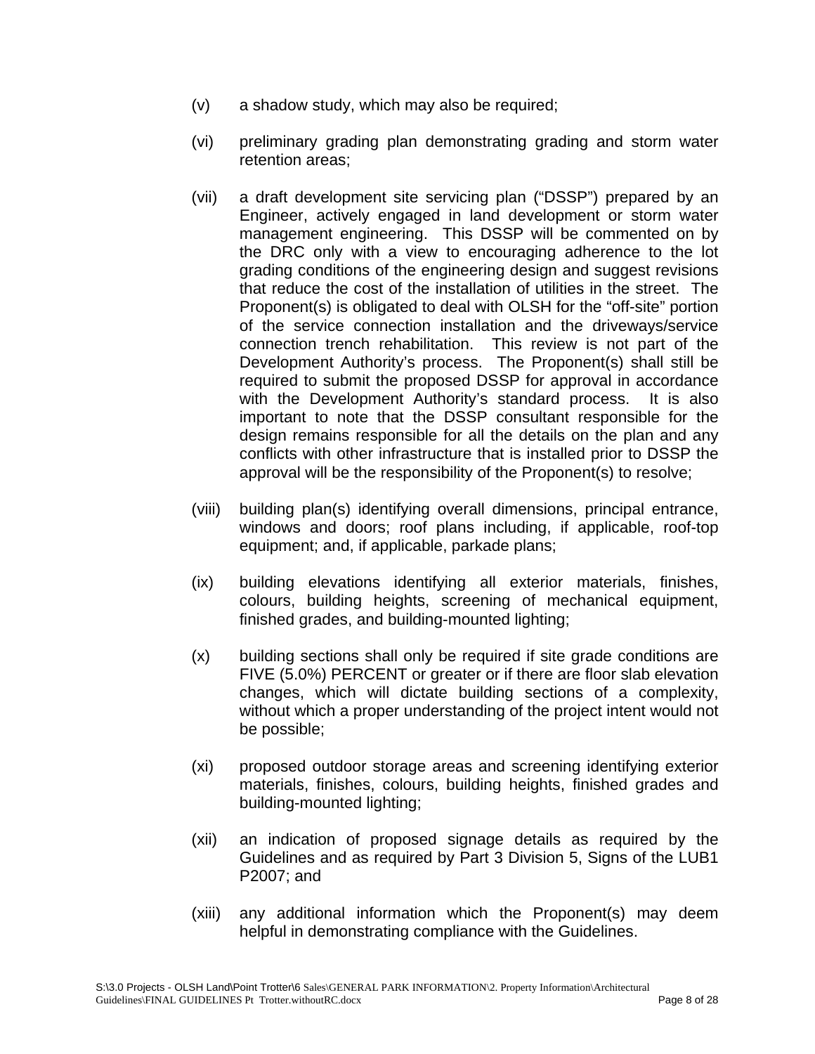(v) a shadow study, which may also be required;

(vi) preliminary grading plan demonstrating grading and storm water retention areas;

(vii) a draft development site servicing plan ("DSSP") prepared by an Engineer, actively engaged in land development or storm water management engineering. This DSSP will be commented on by the DRC only with a view to encouraging adherence to the lot grading conditions of the engineering design and suggest revisions that reduce the cost of the installation of utilities in the street. The Proponent(s) is obligated to deal with OLSH for the "off-site" portion of the service connection installation and the driveways/service connection trench rehabilitation. This review is not part of the Development Authority's process. The Proponent(s) shall still be required to submit the proposed DSSP for approval in accordance with the Development Authority's standard process. It is also important to note that the DSSP consultant responsible for the design remains responsible for all the details on the plan and any conflicts with other infrastructure that is installed prior to DSSP the approval will be the responsibility of the Proponent(s) to resolve;

(viii) building plan(s) identifying overall dimensions, principal entrance, windows and doors; roof plans including, if applicable, roof-top equipment; and, if applicable, parkade plans;

(ix) building elevations identifying all exterior materials, finishes, colours, building heights, screening of mechanical equipment, finished grades, and building-mounted lighting;

(x) building sections shall only be required if site grade conditions are FIVE (5.0%) PERCENT or greater or if there are floor slab elevation changes, which will dictate building sections of a complexity, without which a proper understanding of the project intent would not be possible;

(xi) proposed outdoor storage areas and screening identifying exterior materials, finishes, colours, building heights, finished grades and building-mounted lighting;

(xii) an indication of proposed signage details as required by the Guidelines and as required by Part 3 Division 5, Signs of the LUB1 P2007; and

(xiii) any additional information which the Proponent(s) may deem helpful in demonstrating compliance with the Guidelines.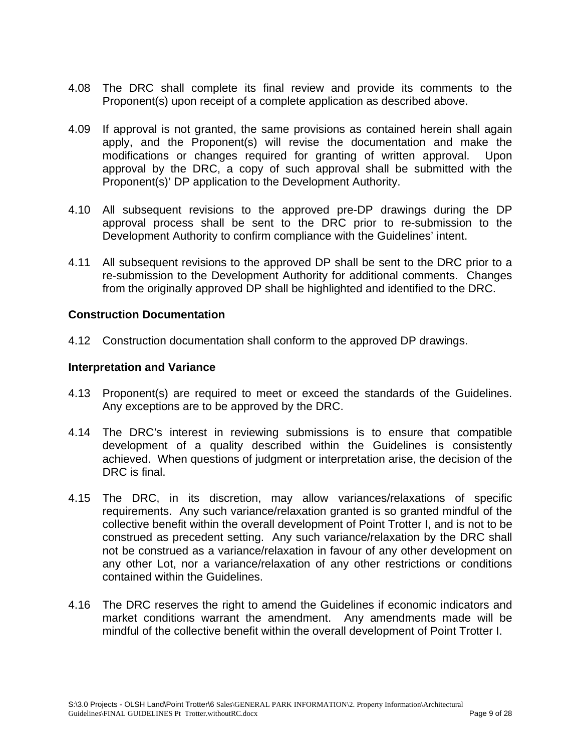4.08 The DRC shall complete its final review and provide its comments to the Proponent(s) upon receipt of a complete application as described above.

4.09 If approval is not granted, the same provisions as contained herein shall again apply, and the Proponent(s) will revise the documentation and make the modifications or changes required for granting of written approval. Upon approval by the DRC, a copy of such approval shall be submitted with the Proponent(s)' DP application to the Development Authority.

4.10 All subsequent revisions to the approved pre-DP drawings during the DP approval process shall be sent to the DRC prior to re-submission to the Development Authority to confirm compliance with the Guidelines' intent.

4.11 All subsequent revisions to the approved DP shall be sent to the DRC prior to a re-submission to the Development Authority for additional comments. Changes from the originally approved DP shall be highlighted and identified to the DRC.

**Construction Documentation**

4.12 Construction documentation shall conform to the approved DP drawings.

**Interpretation and Variance**

4.13 Proponent(s) are required to meet or exceed the standards of the Guidelines. Any exceptions are to be approved by the DRC.

4.14 The DRC's interest in reviewing submissions is to ensure that compatible development of a quality described within the Guidelines is consistently achieved. When questions of judgment or interpretation arise, the decision of the DRC is final.

4.15 The DRC, in its discretion, may allow variances/relaxations of specific requirements. Any such variance/relaxation granted is so granted mindful of the collective benefit within the overall development of Point Trotter I, and is not to be construed as precedent setting. Any such variance/relaxation by the DRC shall not be construed as a variance/relaxation in favour of any other development on any other Lot, nor a variance/relaxation of any other restrictions or conditions contained within the Guidelines.

4.16 The DRC reserves the right to amend the Guidelines if economic indicators and market conditions warrant the amendment. Any amendments made will be mindful of the collective benefit within the overall development of Point Trotter I.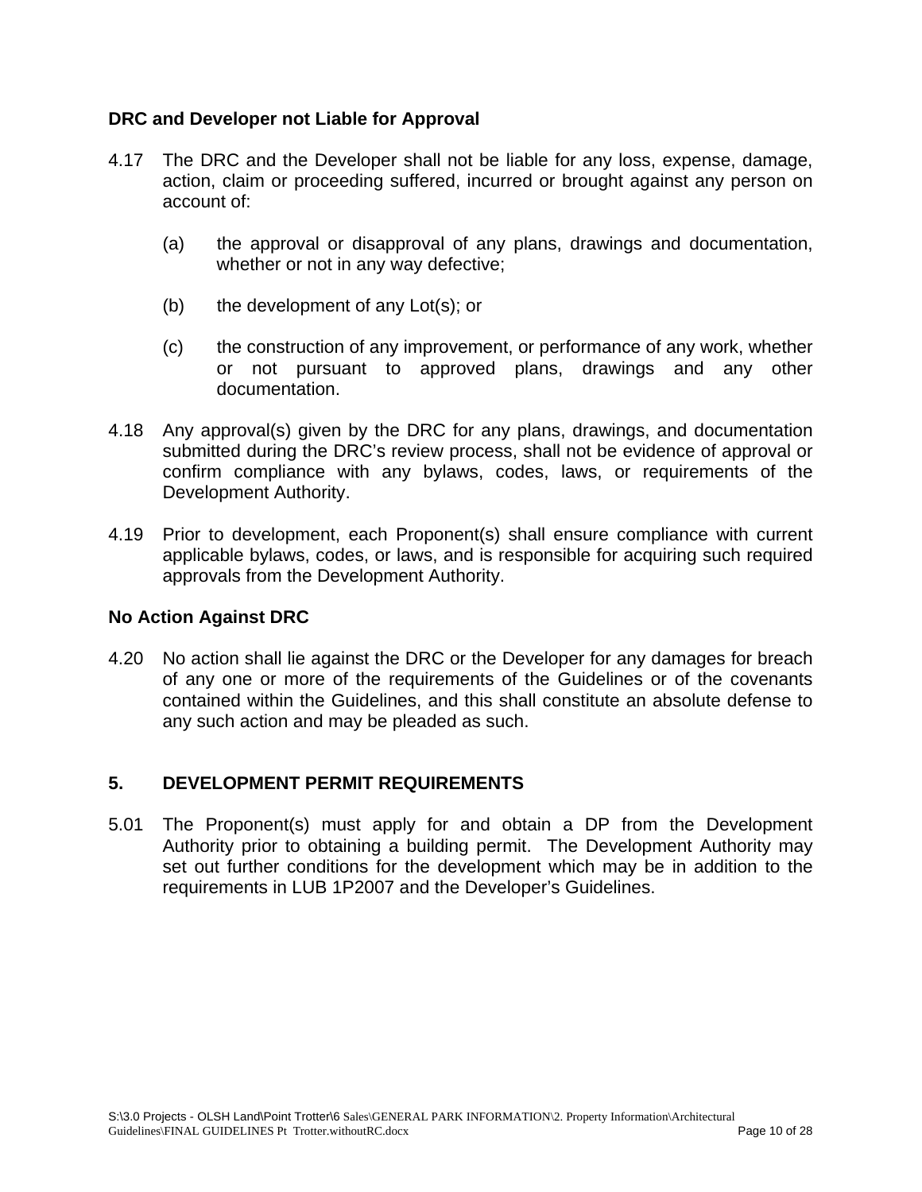**DRC and Developer not Liable for Approval**

4.17 The DRC and the Developer shall not be liable for any loss, expense, damage, action, claim or proceeding suffered, incurred or brought against any person on account of:

(a) the approval or disapproval of any plans, drawings and documentation, whether or not in any way defective;

(b) the development of any Lot(s); or

(c) the construction of any improvement, or performance of any work, whether or not pursuant to approved plans, drawings and any other documentation.

4.18 Any approval(s) given by the DRC for any plans, drawings, and documentation submitted during the DRC's review process, shall not be evidence of approval or confirm compliance with any bylaws, codes, laws, or requirements of the Development Authority.

4.19 Prior to development, each Proponent(s) shall ensure compliance with current applicable bylaws, codes, or laws, and is responsible for acquiring such required approvals from the Development Authority.

**No Action Against DRC**

4.20 No action shall lie against the DRC or the Developer for any damages for breach of any one or more of the requirements of the Guidelines or of the covenants contained within the Guidelines, and this shall constitute an absolute defense to any such action and may be pleaded as such.

## 5. DEVELOPMENT PERMIT REQUIREMENTS

5.01 The Proponent(s) must apply for and obtain a DP from the Development Authority prior to obtaining a building permit. The Development Authority may set out further conditions for the development which may be in addition to the requirements in LUB 1P2007 and the Developer's Guidelines.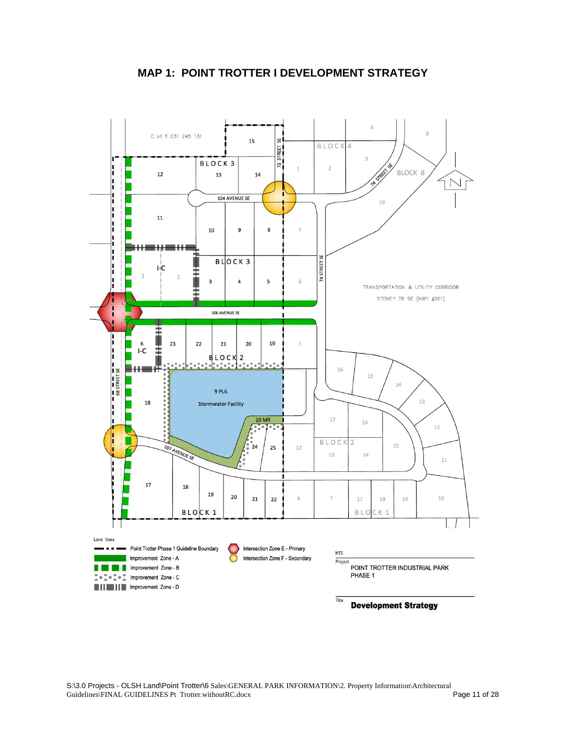# MAP 1: POINT TROTTER I DEVELOPMENT STRATEGY

C of T 031 245 131

BLOCK 3 — BLOCK 4 — BLOCK 8 — BLOCK 2 — BLOCK 1

72 STREET SE — 74 STREET SE — 68 STREET SE — 104 AVENUE SE — 106 AVENUE SE — 107 AVENUE SE

I-C

9 PUL Stormwater Facility

10 MR

TRANSPORTATION & UTILITY CORRIDOR
STONEY TR SE (HWY #201)

Land Uses

- Point Trotter Phase 1 Guideline Boundary
- Improvement Zone - A
- Improvement Zone - B
- Improvement Zone - C
- Improvement Zone - D
- Intersection Zone E - Primary
- Intersection Zone F - Secondary

NTS

Project: POINT TROTTER INDUSTRIAL PARK PHASE 1

Title: **Development Strategy**

S:\3.0 Projects - OLSH Land\Point Trotter\6 Sales\GENERAL PARK INFORMATION\2. Property Information\Architectural Guidelines\FINAL GUIDELINES Pt Trotter.withoutRC.docx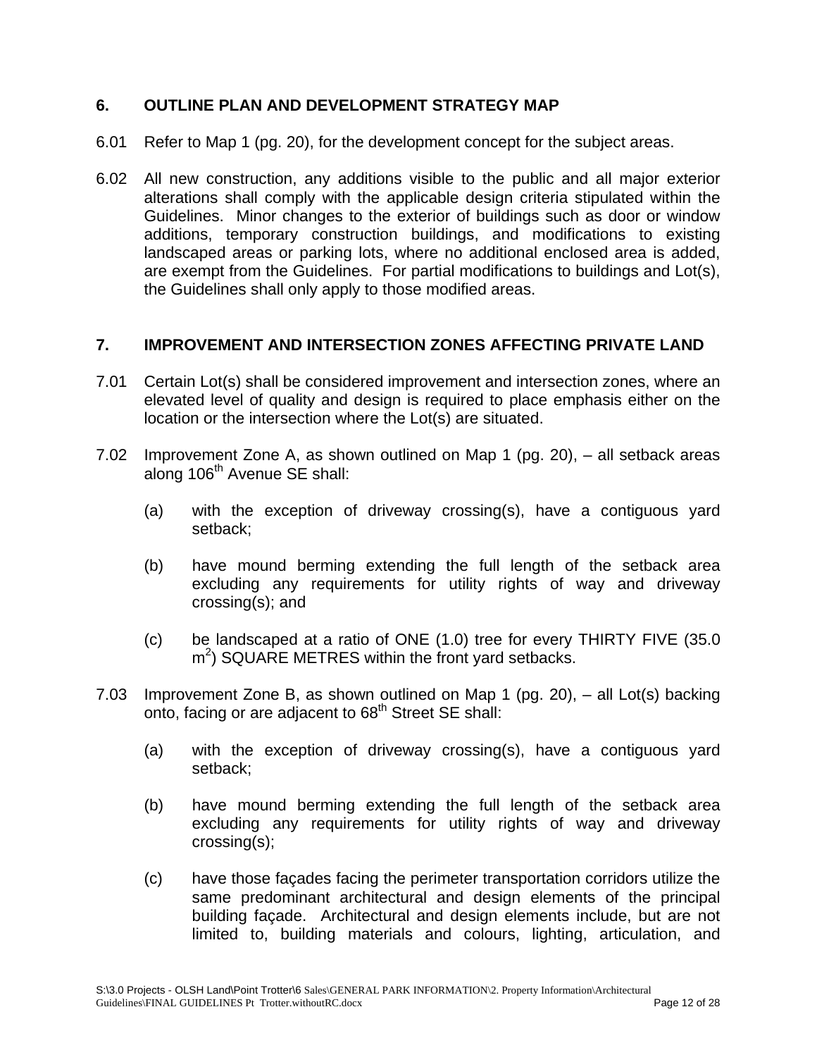## 6. OUTLINE PLAN AND DEVELOPMENT STRATEGY MAP

6.01 Refer to Map 1 (pg. 20), for the development concept for the subject areas.

6.02 All new construction, any additions visible to the public and all major exterior alterations shall comply with the applicable design criteria stipulated within the Guidelines. Minor changes to the exterior of buildings such as door or window additions, temporary construction buildings, and modifications to existing landscaped areas or parking lots, where no additional enclosed area is added, are exempt from the Guidelines. For partial modifications to buildings and Lot(s), the Guidelines shall only apply to those modified areas.

## 7. IMPROVEMENT AND INTERSECTION ZONES AFFECTING PRIVATE LAND

7.01 Certain Lot(s) shall be considered improvement and intersection zones, where an elevated level of quality and design is required to place emphasis either on the location or the intersection where the Lot(s) are situated.

7.02 Improvement Zone A, as shown outlined on Map 1 (pg. 20), – all setback areas along 106th Avenue SE shall:

(a) with the exception of driveway crossing(s), have a contiguous yard setback;

(b) have mound berming extending the full length of the setback area excluding any requirements for utility rights of way and driveway crossing(s); and

(c) be landscaped at a ratio of ONE (1.0) tree for every THIRTY FIVE (35.0 $m^2$) SQUARE METRES within the front yard setbacks.

7.03 Improvement Zone B, as shown outlined on Map 1 (pg. 20), – all Lot(s) backing onto, facing or are adjacent to 68th Street SE shall:

(a) with the exception of driveway crossing(s), have a contiguous yard setback;

(b) have mound berming extending the full length of the setback area excluding any requirements for utility rights of way and driveway crossing(s);

(c) have those façades facing the perimeter transportation corridors utilize the same predominant architectural and design elements of the principal building façade. Architectural and design elements include, but are not limited to, building materials and colours, lighting, articulation, and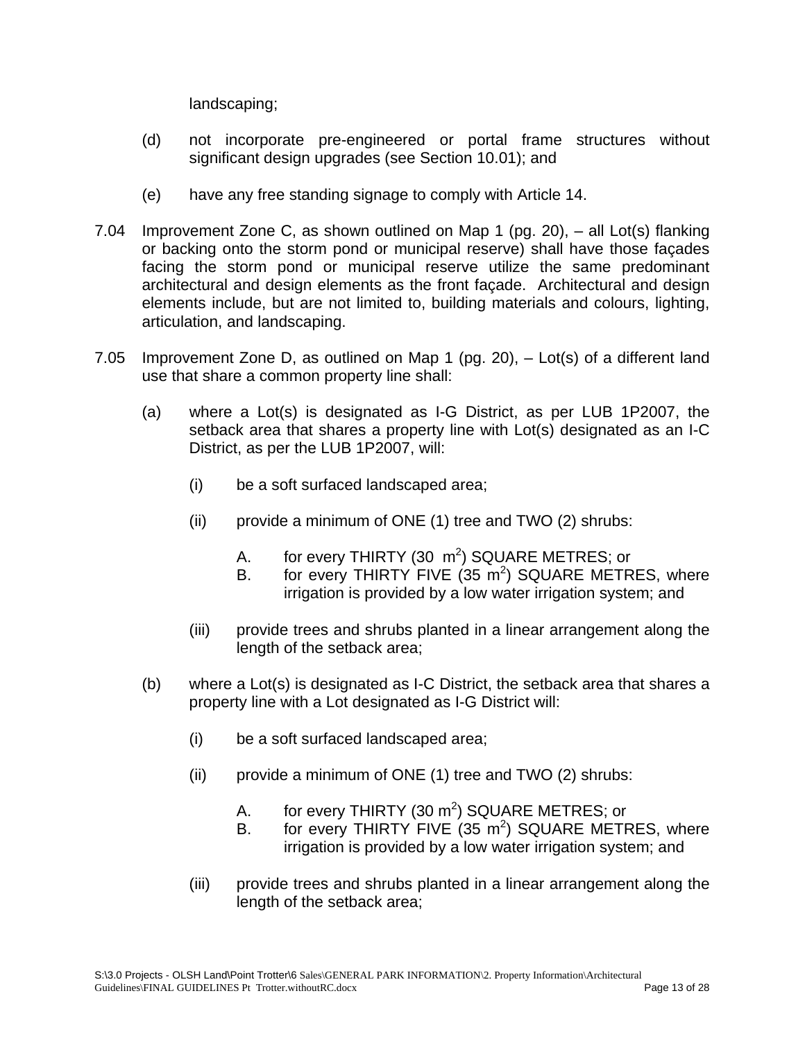landscaping;

(d) not incorporate pre-engineered or portal frame structures without significant design upgrades (see Section 10.01); and

(e) have any free standing signage to comply with Article 14.

7.04 Improvement Zone C, as shown outlined on Map 1 (pg. 20), – all Lot(s) flanking or backing onto the storm pond or municipal reserve) shall have those façades facing the storm pond or municipal reserve utilize the same predominant architectural and design elements as the front façade. Architectural and design elements include, but are not limited to, building materials and colours, lighting, articulation, and landscaping.

7.05 Improvement Zone D, as outlined on Map 1 (pg. 20), – Lot(s) of a different land use that share a common property line shall:

(a) where a Lot(s) is designated as I-G District, as per LUB 1P2007, the setback area that shares a property line with Lot(s) designated as an I-C District, as per the LUB 1P2007, will:

(i) be a soft surfaced landscaped area;

(ii) provide a minimum of ONE (1) tree and TWO (2) shrubs:

A. for every THIRTY (30 $m^2$) SQUARE METRES; or
B. for every THIRTY FIVE (35 $m^2$) SQUARE METRES, where irrigation is provided by a low water irrigation system; and

(iii) provide trees and shrubs planted in a linear arrangement along the length of the setback area;

(b) where a Lot(s) is designated as I-C District, the setback area that shares a property line with a Lot designated as I-G District will:

(i) be a soft surfaced landscaped area;

(ii) provide a minimum of ONE (1) tree and TWO (2) shrubs:

A. for every THIRTY (30 $m^2$) SQUARE METRES; or
B. for every THIRTY FIVE (35 $m^2$) SQUARE METRES, where irrigation is provided by a low water irrigation system; and

(iii) provide trees and shrubs planted in a linear arrangement along the length of the setback area;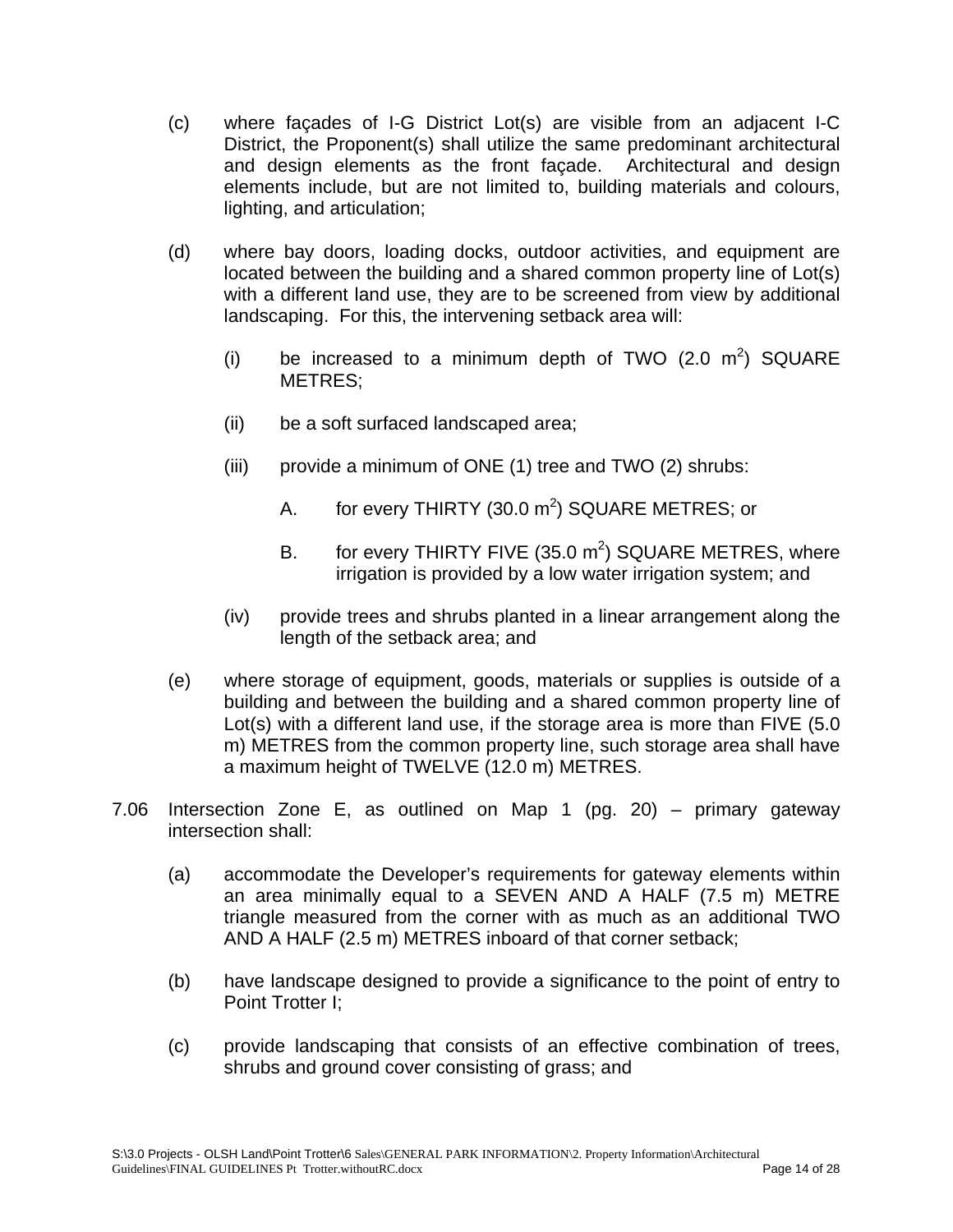(c) where façades of I-G District Lot(s) are visible from an adjacent I-C District, the Proponent(s) shall utilize the same predominant architectural and design elements as the front façade. Architectural and design elements include, but are not limited to, building materials and colours, lighting, and articulation;

(d) where bay doors, loading docks, outdoor activities, and equipment are located between the building and a shared common property line of Lot(s) with a different land use, they are to be screened from view by additional landscaping. For this, the intervening setback area will:

   (i) be increased to a minimum depth of TWO (2.0 $m^2$) SQUARE METRES;

   (ii) be a soft surfaced landscaped area;

   (iii) provide a minimum of ONE (1) tree and TWO (2) shrubs:

      A. for every THIRTY (30.0 $m^2$) SQUARE METRES; or

      B. for every THIRTY FIVE (35.0 $m^2$) SQUARE METRES, where irrigation is provided by a low water irrigation system; and

   (iv) provide trees and shrubs planted in a linear arrangement along the length of the setback area; and

(e) where storage of equipment, goods, materials or supplies is outside of a building and between the building and a shared common property line of Lot(s) with a different land use, if the storage area is more than FIVE (5.0 m) METRES from the common property line, such storage area shall have a maximum height of TWELVE (12.0 m) METRES.

7.06 Intersection Zone E, as outlined on Map 1 (pg. 20) – primary gateway intersection shall:

(a) accommodate the Developer's requirements for gateway elements within an area minimally equal to a SEVEN AND A HALF (7.5 m) METRE triangle measured from the corner with as much as an additional TWO AND A HALF (2.5 m) METRES inboard of that corner setback;

(b) have landscape designed to provide a significance to the point of entry to Point Trotter I;

(c) provide landscaping that consists of an effective combination of trees, shrubs and ground cover consisting of grass; and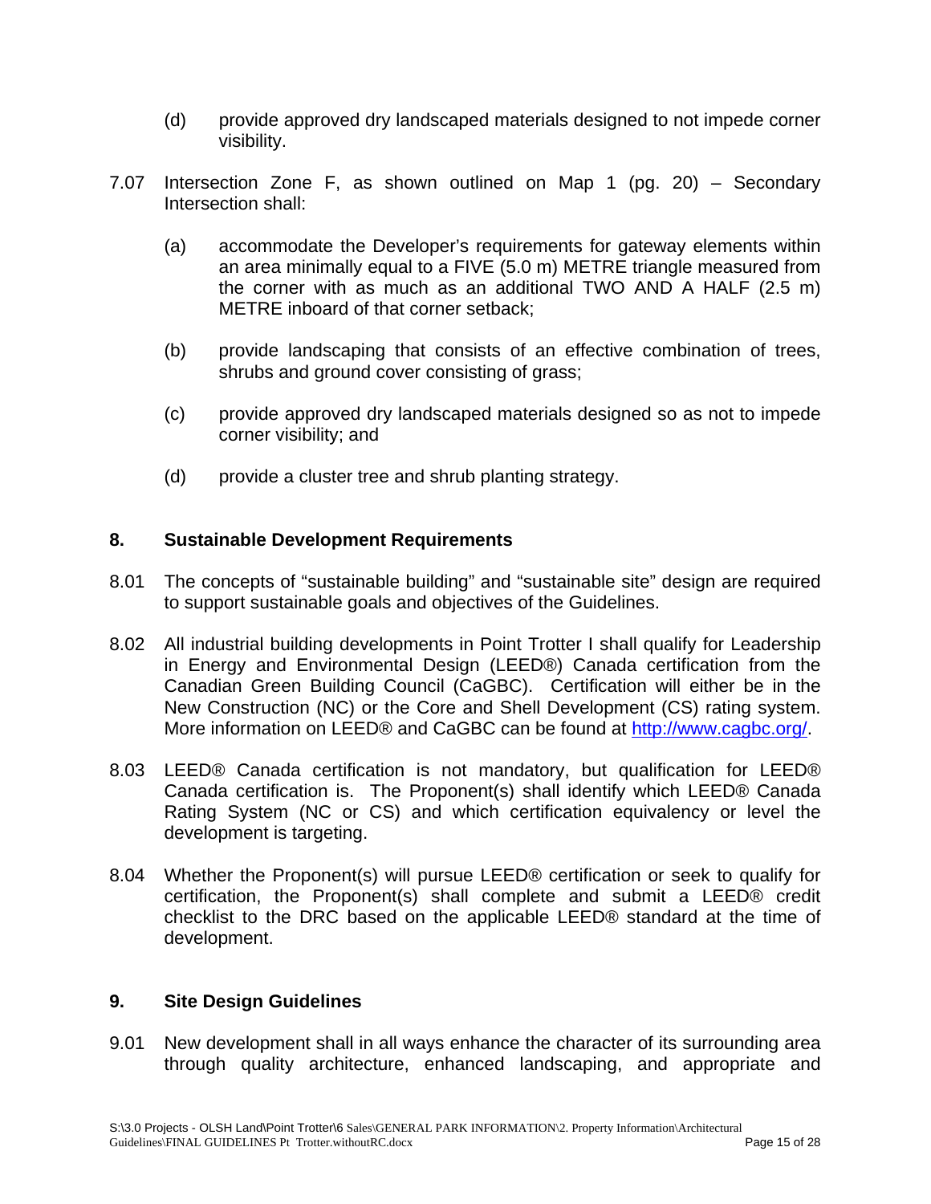(d) provide approved dry landscaped materials designed to not impede corner visibility.

7.07 Intersection Zone F, as shown outlined on Map 1 (pg. 20) – Secondary Intersection shall:

(a) accommodate the Developer's requirements for gateway elements within an area minimally equal to a FIVE (5.0 m) METRE triangle measured from the corner with as much as an additional TWO AND A HALF (2.5 m) METRE inboard of that corner setback;

(b) provide landscaping that consists of an effective combination of trees, shrubs and ground cover consisting of grass;

(c) provide approved dry landscaped materials designed so as not to impede corner visibility; and

(d) provide a cluster tree and shrub planting strategy.

## 8. Sustainable Development Requirements

8.01 The concepts of "sustainable building" and "sustainable site" design are required to support sustainable goals and objectives of the Guidelines.

8.02 All industrial building developments in Point Trotter I shall qualify for Leadership in Energy and Environmental Design (LEED®) Canada certification from the Canadian Green Building Council (CaGBC). Certification will either be in the New Construction (NC) or the Core and Shell Development (CS) rating system. More information on LEED® and CaGBC can be found at http://www.cagbc.org/.

8.03 LEED® Canada certification is not mandatory, but qualification for LEED® Canada certification is. The Proponent(s) shall identify which LEED® Canada Rating System (NC or CS) and which certification equivalency or level the development is targeting.

8.04 Whether the Proponent(s) will pursue LEED® certification or seek to qualify for certification, the Proponent(s) shall complete and submit a LEED® credit checklist to the DRC based on the applicable LEED® standard at the time of development.

## 9. Site Design Guidelines

9.01 New development shall in all ways enhance the character of its surrounding area through quality architecture, enhanced landscaping, and appropriate and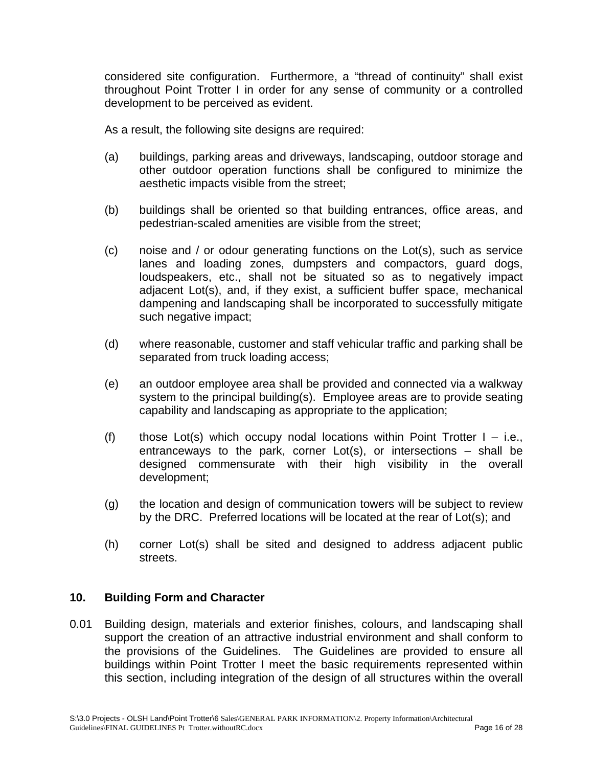considered site configuration. Furthermore, a “thread of continuity” shall exist throughout Point Trotter I in order for any sense of community or a controlled development to be perceived as evident.

As a result, the following site designs are required:

(a) buildings, parking areas and driveways, landscaping, outdoor storage and other outdoor operation functions shall be configured to minimize the aesthetic impacts visible from the street;

(b) buildings shall be oriented so that building entrances, office areas, and pedestrian-scaled amenities are visible from the street;

(c) noise and / or odour generating functions on the Lot(s), such as service lanes and loading zones, dumpsters and compactors, guard dogs, loudspeakers, etc., shall not be situated so as to negatively impact adjacent Lot(s), and, if they exist, a sufficient buffer space, mechanical dampening and landscaping shall be incorporated to successfully mitigate such negative impact;

(d) where reasonable, customer and staff vehicular traffic and parking shall be separated from truck loading access;

(e) an outdoor employee area shall be provided and connected via a walkway system to the principal building(s). Employee areas are to provide seating capability and landscaping as appropriate to the application;

(f) those Lot(s) which occupy nodal locations within Point Trotter I – i.e., entranceways to the park, corner Lot(s), or intersections – shall be designed commensurate with their high visibility in the overall development;

(g) the location and design of communication towers will be subject to review by the DRC. Preferred locations will be located at the rear of Lot(s); and

(h) corner Lot(s) shall be sited and designed to address adjacent public streets.

## 10. Building Form and Character

0.01 Building design, materials and exterior finishes, colours, and landscaping shall support the creation of an attractive industrial environment and shall conform to the provisions of the Guidelines. The Guidelines are provided to ensure all buildings within Point Trotter I meet the basic requirements represented within this section, including integration of the design of all structures within the overall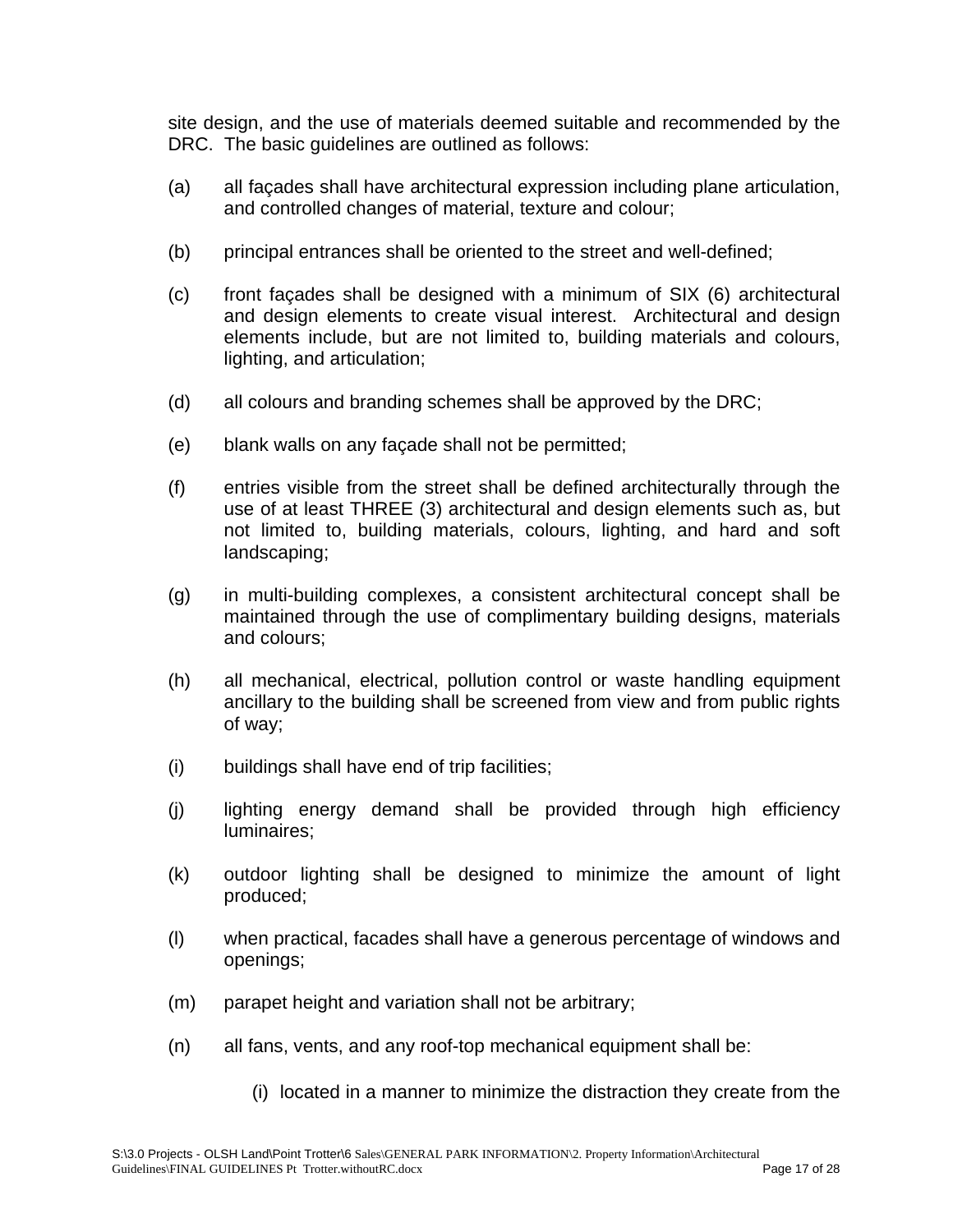site design, and the use of materials deemed suitable and recommended by the DRC. The basic guidelines are outlined as follows:

(a) all façades shall have architectural expression including plane articulation, and controlled changes of material, texture and colour;

(b) principal entrances shall be oriented to the street and well-defined;

(c) front façades shall be designed with a minimum of SIX (6) architectural and design elements to create visual interest. Architectural and design elements include, but are not limited to, building materials and colours, lighting, and articulation;

(d) all colours and branding schemes shall be approved by the DRC;

(e) blank walls on any façade shall not be permitted;

(f) entries visible from the street shall be defined architecturally through the use of at least THREE (3) architectural and design elements such as, but not limited to, building materials, colours, lighting, and hard and soft landscaping;

(g) in multi-building complexes, a consistent architectural concept shall be maintained through the use of complimentary building designs, materials and colours;

(h) all mechanical, electrical, pollution control or waste handling equipment ancillary to the building shall be screened from view and from public rights of way;

(i) buildings shall have end of trip facilities;

(j) lighting energy demand shall be provided through high efficiency luminaires;

(k) outdoor lighting shall be designed to minimize the amount of light produced;

(l) when practical, facades shall have a generous percentage of windows and openings;

(m) parapet height and variation shall not be arbitrary;

(n) all fans, vents, and any roof-top mechanical equipment shall be:

(i) located in a manner to minimize the distraction they create from the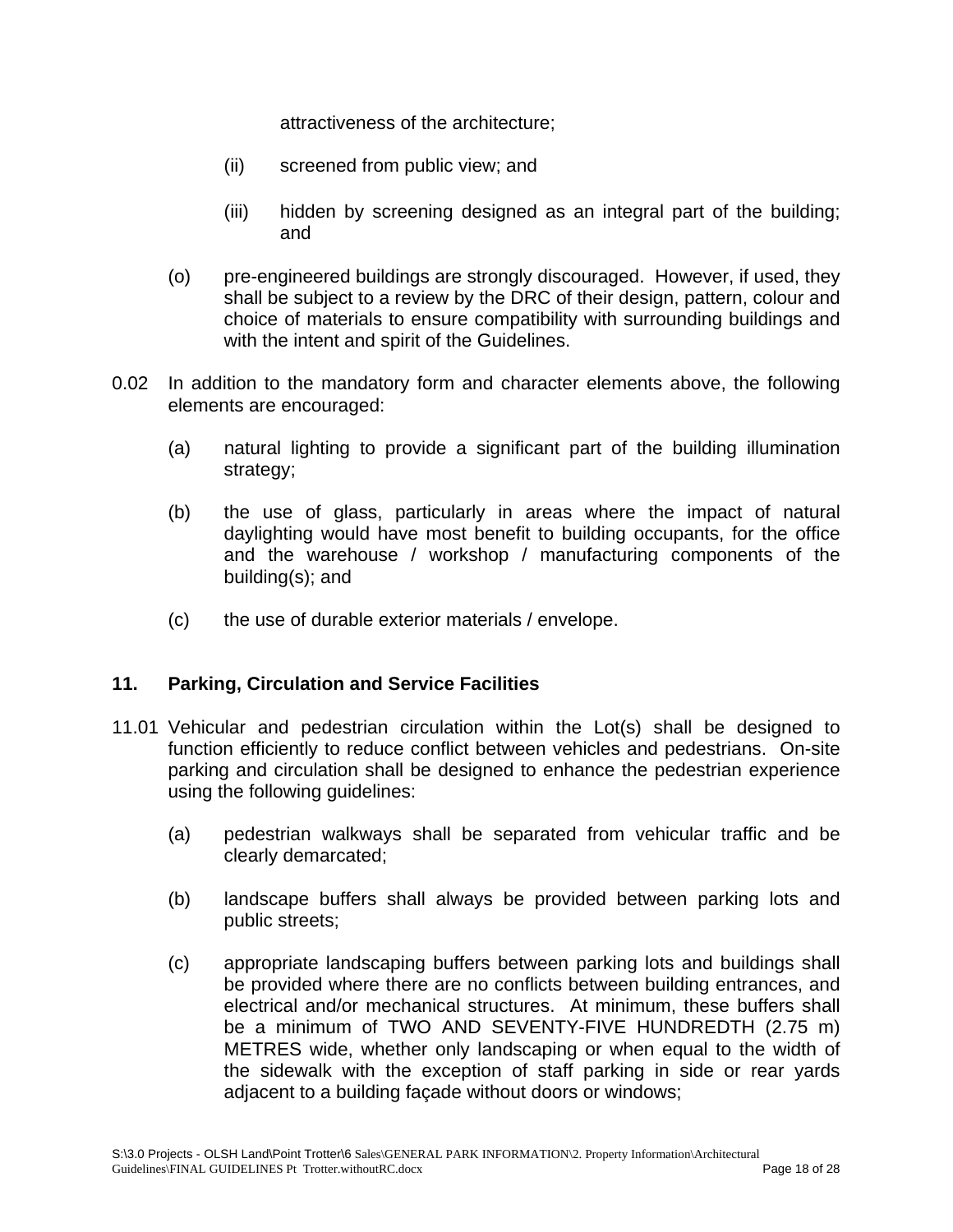attractiveness of the architecture;

(ii) screened from public view; and

(iii) hidden by screening designed as an integral part of the building; and

(o) pre-engineered buildings are strongly discouraged. However, if used, they shall be subject to a review by the DRC of their design, pattern, colour and choice of materials to ensure compatibility with surrounding buildings and with the intent and spirit of the Guidelines.

0.02 In addition to the mandatory form and character elements above, the following elements are encouraged:

(a) natural lighting to provide a significant part of the building illumination strategy;

(b) the use of glass, particularly in areas where the impact of natural daylighting would have most benefit to building occupants, for the office and the warehouse / workshop / manufacturing components of the building(s); and

(c) the use of durable exterior materials / envelope.

## 11. Parking, Circulation and Service Facilities

11.01 Vehicular and pedestrian circulation within the Lot(s) shall be designed to function efficiently to reduce conflict between vehicles and pedestrians. On-site parking and circulation shall be designed to enhance the pedestrian experience using the following guidelines:

(a) pedestrian walkways shall be separated from vehicular traffic and be clearly demarcated;

(b) landscape buffers shall always be provided between parking lots and public streets;

(c) appropriate landscaping buffers between parking lots and buildings shall be provided where there are no conflicts between building entrances, and electrical and/or mechanical structures. At minimum, these buffers shall be a minimum of TWO AND SEVENTY-FIVE HUNDREDTH (2.75 m) METRES wide, whether only landscaping or when equal to the width of the sidewalk with the exception of staff parking in side or rear yards adjacent to a building façade without doors or windows;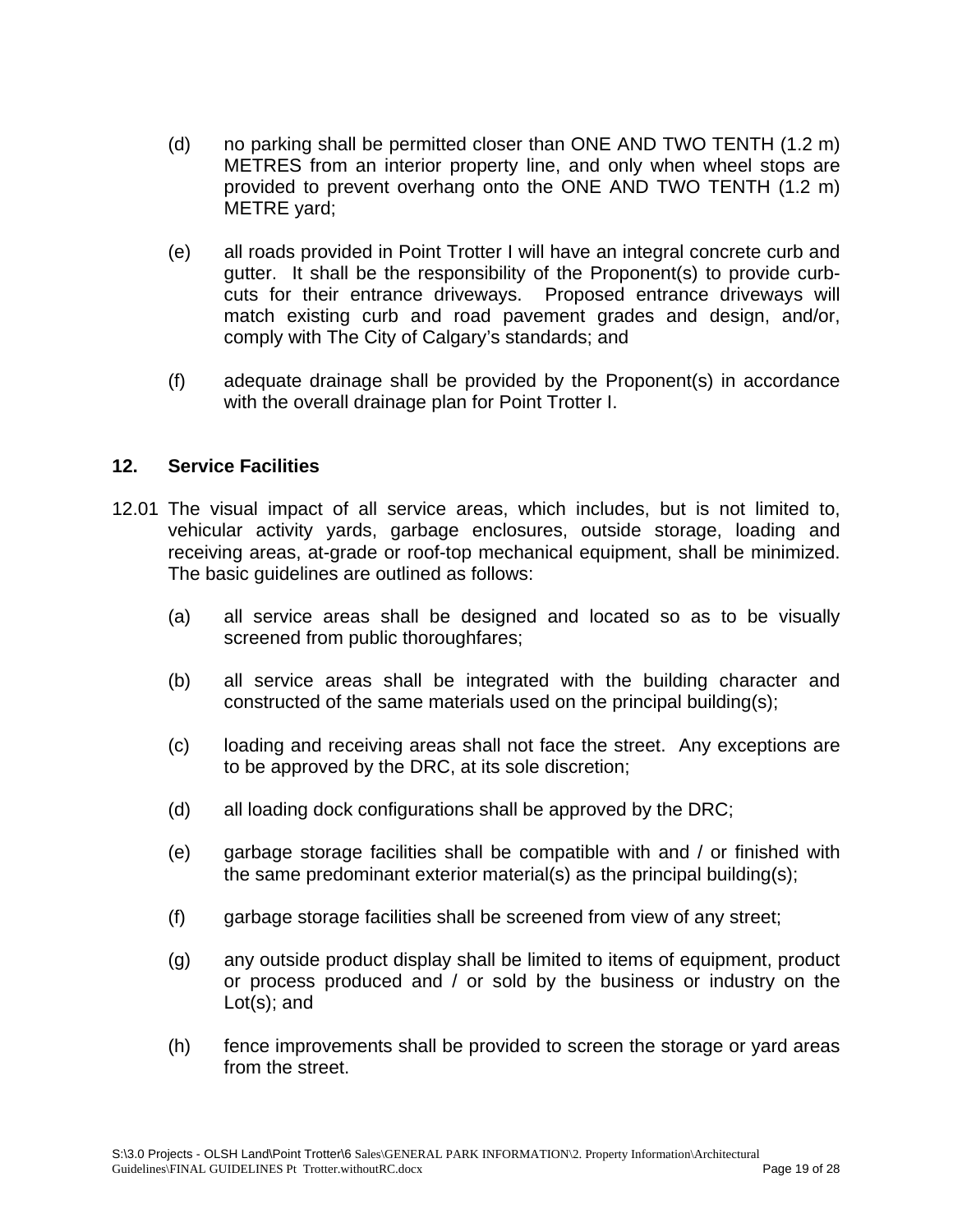(d) no parking shall be permitted closer than ONE AND TWO TENTH (1.2 m) METRES from an interior property line, and only when wheel stops are provided to prevent overhang onto the ONE AND TWO TENTH (1.2 m) METRE yard;

(e) all roads provided in Point Trotter I will have an integral concrete curb and gutter. It shall be the responsibility of the Proponent(s) to provide curb-cuts for their entrance driveways. Proposed entrance driveways will match existing curb and road pavement grades and design, and/or, comply with The City of Calgary's standards; and

(f) adequate drainage shall be provided by the Proponent(s) in accordance with the overall drainage plan for Point Trotter I.

## 12. Service Facilities

12.01 The visual impact of all service areas, which includes, but is not limited to, vehicular activity yards, garbage enclosures, outside storage, loading and receiving areas, at-grade or roof-top mechanical equipment, shall be minimized. The basic guidelines are outlined as follows:

(a) all service areas shall be designed and located so as to be visually screened from public thoroughfares;

(b) all service areas shall be integrated with the building character and constructed of the same materials used on the principal building(s);

(c) loading and receiving areas shall not face the street. Any exceptions are to be approved by the DRC, at its sole discretion;

(d) all loading dock configurations shall be approved by the DRC;

(e) garbage storage facilities shall be compatible with and / or finished with the same predominant exterior material(s) as the principal building(s);

(f) garbage storage facilities shall be screened from view of any street;

(g) any outside product display shall be limited to items of equipment, product or process produced and / or sold by the business or industry on the Lot(s); and

(h) fence improvements shall be provided to screen the storage or yard areas from the street.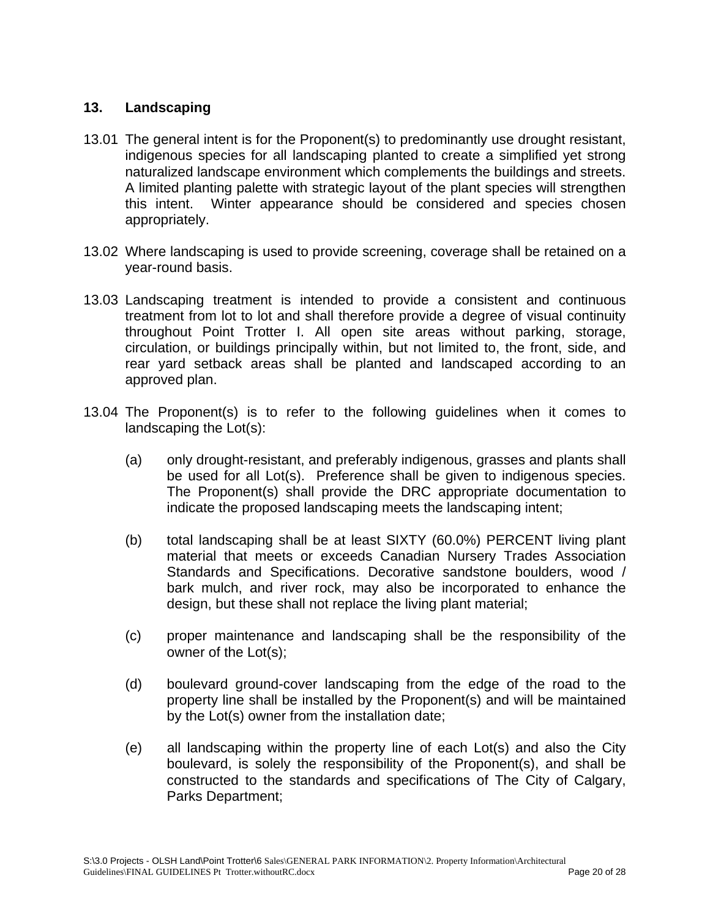## 13. Landscaping

13.01 The general intent is for the Proponent(s) to predominantly use drought resistant, indigenous species for all landscaping planted to create a simplified yet strong naturalized landscape environment which complements the buildings and streets. A limited planting palette with strategic layout of the plant species will strengthen this intent. Winter appearance should be considered and species chosen appropriately.

13.02 Where landscaping is used to provide screening, coverage shall be retained on a year-round basis.

13.03 Landscaping treatment is intended to provide a consistent and continuous treatment from lot to lot and shall therefore provide a degree of visual continuity throughout Point Trotter I. All open site areas without parking, storage, circulation, or buildings principally within, but not limited to, the front, side, and rear yard setback areas shall be planted and landscaped according to an approved plan.

13.04 The Proponent(s) is to refer to the following guidelines when it comes to landscaping the Lot(s):

(a) only drought-resistant, and preferably indigenous, grasses and plants shall be used for all Lot(s). Preference shall be given to indigenous species. The Proponent(s) shall provide the DRC appropriate documentation to indicate the proposed landscaping meets the landscaping intent;

(b) total landscaping shall be at least SIXTY (60.0%) PERCENT living plant material that meets or exceeds Canadian Nursery Trades Association Standards and Specifications. Decorative sandstone boulders, wood / bark mulch, and river rock, may also be incorporated to enhance the design, but these shall not replace the living plant material;

(c) proper maintenance and landscaping shall be the responsibility of the owner of the Lot(s);

(d) boulevard ground-cover landscaping from the edge of the road to the property line shall be installed by the Proponent(s) and will be maintained by the Lot(s) owner from the installation date;

(e) all landscaping within the property line of each Lot(s) and also the City boulevard, is solely the responsibility of the Proponent(s), and shall be constructed to the standards and specifications of The City of Calgary, Parks Department;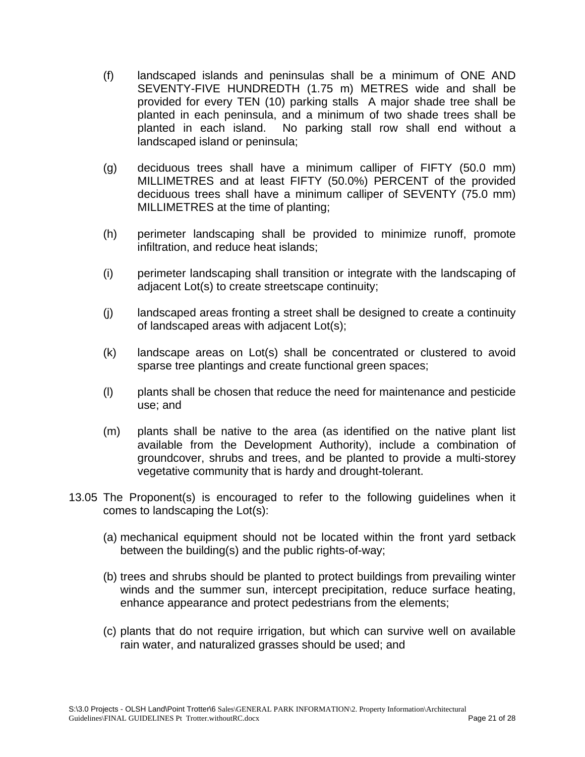(f) landscaped islands and peninsulas shall be a minimum of ONE AND SEVENTY-FIVE HUNDREDTH (1.75 m) METRES wide and shall be provided for every TEN (10) parking stalls A major shade tree shall be planted in each peninsula, and a minimum of two shade trees shall be planted in each island. No parking stall row shall end without a landscaped island or peninsula;

(g) deciduous trees shall have a minimum calliper of FIFTY (50.0 mm) MILLIMETRES and at least FIFTY (50.0%) PERCENT of the provided deciduous trees shall have a minimum calliper of SEVENTY (75.0 mm) MILLIMETRES at the time of planting;

(h) perimeter landscaping shall be provided to minimize runoff, promote infiltration, and reduce heat islands;

(i) perimeter landscaping shall transition or integrate with the landscaping of adjacent Lot(s) to create streetscape continuity;

(j) landscaped areas fronting a street shall be designed to create a continuity of landscaped areas with adjacent Lot(s);

(k) landscape areas on Lot(s) shall be concentrated or clustered to avoid sparse tree plantings and create functional green spaces;

(l) plants shall be chosen that reduce the need for maintenance and pesticide use; and

(m) plants shall be native to the area (as identified on the native plant list available from the Development Authority), include a combination of groundcover, shrubs and trees, and be planted to provide a multi-storey vegetative community that is hardy and drought-tolerant.

13.05 The Proponent(s) is encouraged to refer to the following guidelines when it comes to landscaping the Lot(s):

(a) mechanical equipment should not be located within the front yard setback between the building(s) and the public rights-of-way;

(b) trees and shrubs should be planted to protect buildings from prevailing winter winds and the summer sun, intercept precipitation, reduce surface heating, enhance appearance and protect pedestrians from the elements;

(c) plants that do not require irrigation, but which can survive well on available rain water, and naturalized grasses should be used; and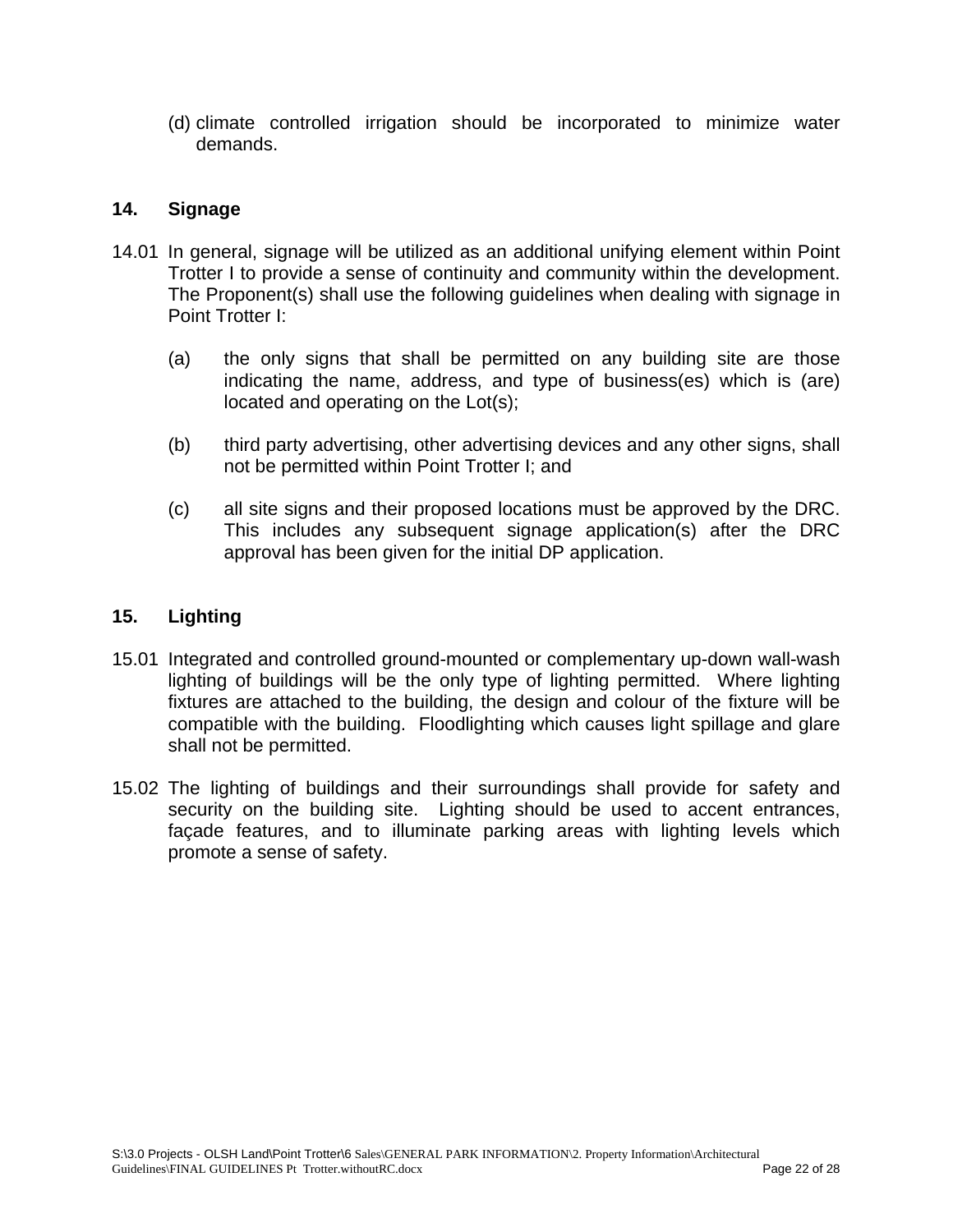(d) climate controlled irrigation should be incorporated to minimize water demands.

## 14. Signage

14.01 In general, signage will be utilized as an additional unifying element within Point Trotter I to provide a sense of continuity and community within the development. The Proponent(s) shall use the following guidelines when dealing with signage in Point Trotter I:

(a) the only signs that shall be permitted on any building site are those indicating the name, address, and type of business(es) which is (are) located and operating on the Lot(s);

(b) third party advertising, other advertising devices and any other signs, shall not be permitted within Point Trotter I; and

(c) all site signs and their proposed locations must be approved by the DRC. This includes any subsequent signage application(s) after the DRC approval has been given for the initial DP application.

## 15. Lighting

15.01 Integrated and controlled ground-mounted or complementary up-down wall-wash lighting of buildings will be the only type of lighting permitted. Where lighting fixtures are attached to the building, the design and colour of the fixture will be compatible with the building. Floodlighting which causes light spillage and glare shall not be permitted.

15.02 The lighting of buildings and their surroundings shall provide for safety and security on the building site. Lighting should be used to accent entrances, façade features, and to illuminate parking areas with lighting levels which promote a sense of safety.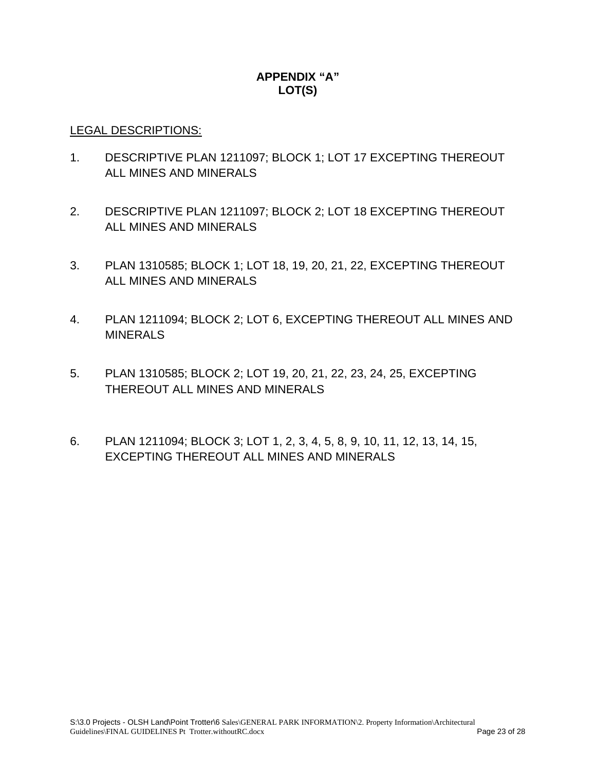**APPENDIX "A"**
**LOT(S)**

LEGAL DESCRIPTIONS:

1. DESCRIPTIVE PLAN 1211097; BLOCK 1; LOT 17 EXCEPTING THEREOUT ALL MINES AND MINERALS

2. DESCRIPTIVE PLAN 1211097; BLOCK 2; LOT 18 EXCEPTING THEREOUT ALL MINES AND MINERALS

3. PLAN 1310585; BLOCK 1; LOT 18, 19, 20, 21, 22, EXCEPTING THEREOUT ALL MINES AND MINERALS

4. PLAN 1211094; BLOCK 2; LOT 6, EXCEPTING THEREOUT ALL MINES AND MINERALS

5. PLAN 1310585; BLOCK 2; LOT 19, 20, 21, 22, 23, 24, 25, EXCEPTING THEREOUT ALL MINES AND MINERALS

6. PLAN 1211094; BLOCK 3; LOT 1, 2, 3, 4, 5, 8, 9, 10, 11, 12, 13, 14, 15, EXCEPTING THEREOUT ALL MINES AND MINERALS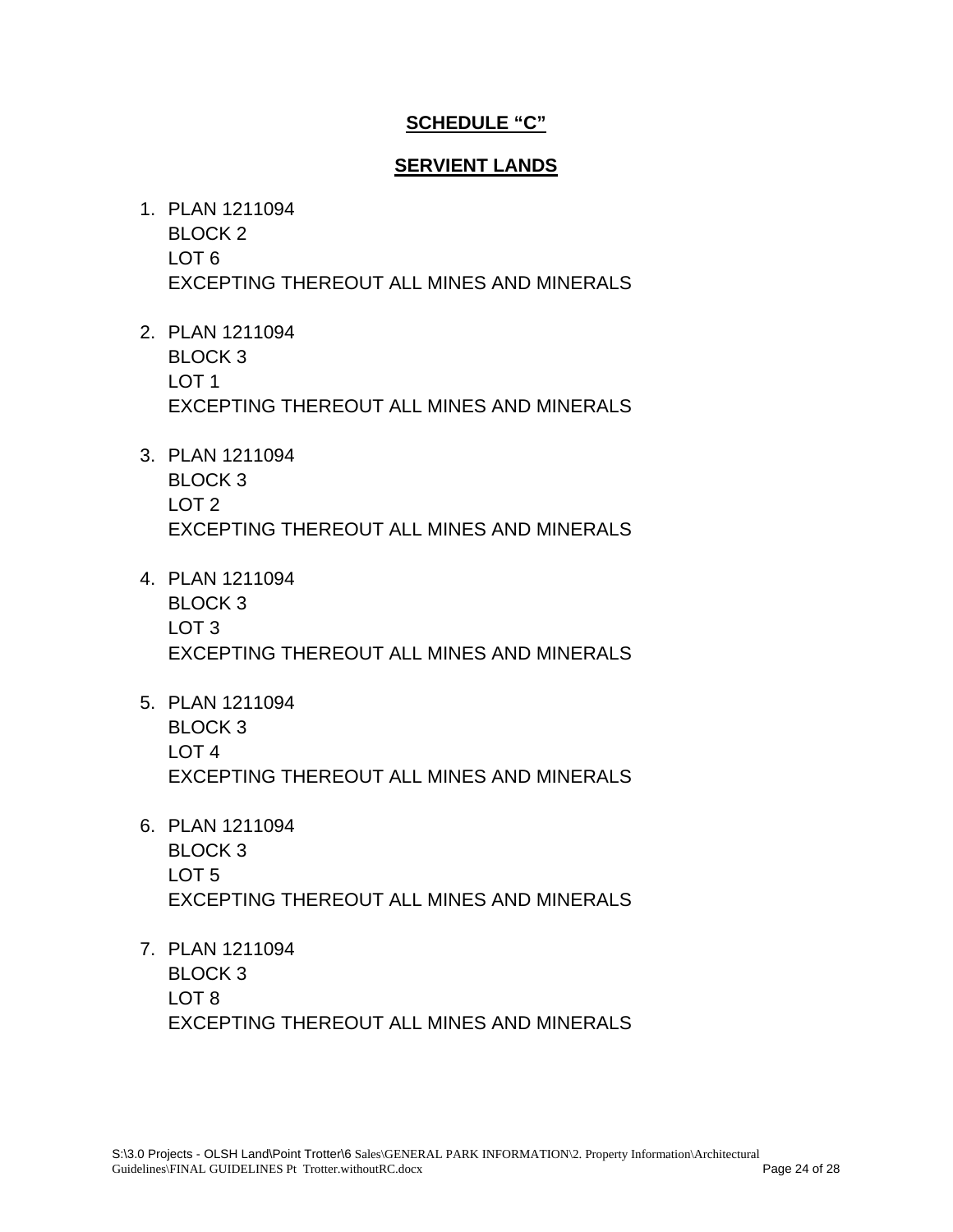## SCHEDULE "C"

## SERVIENT LANDS

1. PLAN 1211094
   BLOCK 2
   LOT 6
   EXCEPTING THEREOUT ALL MINES AND MINERALS

2. PLAN 1211094
   BLOCK 3
   LOT 1
   EXCEPTING THEREOUT ALL MINES AND MINERALS

3. PLAN 1211094
   BLOCK 3
   LOT 2
   EXCEPTING THEREOUT ALL MINES AND MINERALS

4. PLAN 1211094
   BLOCK 3
   LOT 3
   EXCEPTING THEREOUT ALL MINES AND MINERALS

5. PLAN 1211094
   BLOCK 3
   LOT 4
   EXCEPTING THEREOUT ALL MINES AND MINERALS

6. PLAN 1211094
   BLOCK 3
   LOT 5
   EXCEPTING THEREOUT ALL MINES AND MINERALS

7. PLAN 1211094
   BLOCK 3
   LOT 8
   EXCEPTING THEREOUT ALL MINES AND MINERALS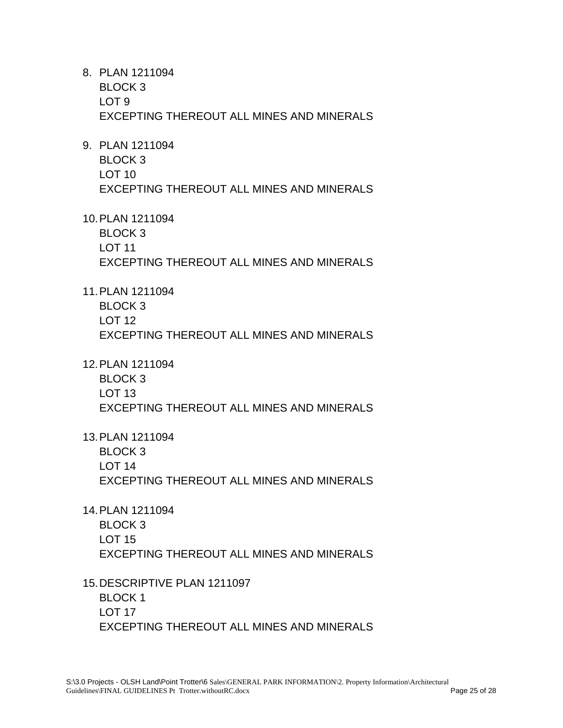8. PLAN 1211094
   BLOCK 3
   LOT 9
   EXCEPTING THEREOUT ALL MINES AND MINERALS

9. PLAN 1211094
   BLOCK 3
   LOT 10
   EXCEPTING THEREOUT ALL MINES AND MINERALS

10. PLAN 1211094
    BLOCK 3
    LOT 11
    EXCEPTING THEREOUT ALL MINES AND MINERALS

11. PLAN 1211094
    BLOCK 3
    LOT 12
    EXCEPTING THEREOUT ALL MINES AND MINERALS

12. PLAN 1211094
    BLOCK 3
    LOT 13
    EXCEPTING THEREOUT ALL MINES AND MINERALS

13. PLAN 1211094
    BLOCK 3
    LOT 14
    EXCEPTING THEREOUT ALL MINES AND MINERALS

14. PLAN 1211094
    BLOCK 3
    LOT 15
    EXCEPTING THEREOUT ALL MINES AND MINERALS

15. DESCRIPTIVE PLAN 1211097
    BLOCK 1
    LOT 17
    EXCEPTING THEREOUT ALL MINES AND MINERALS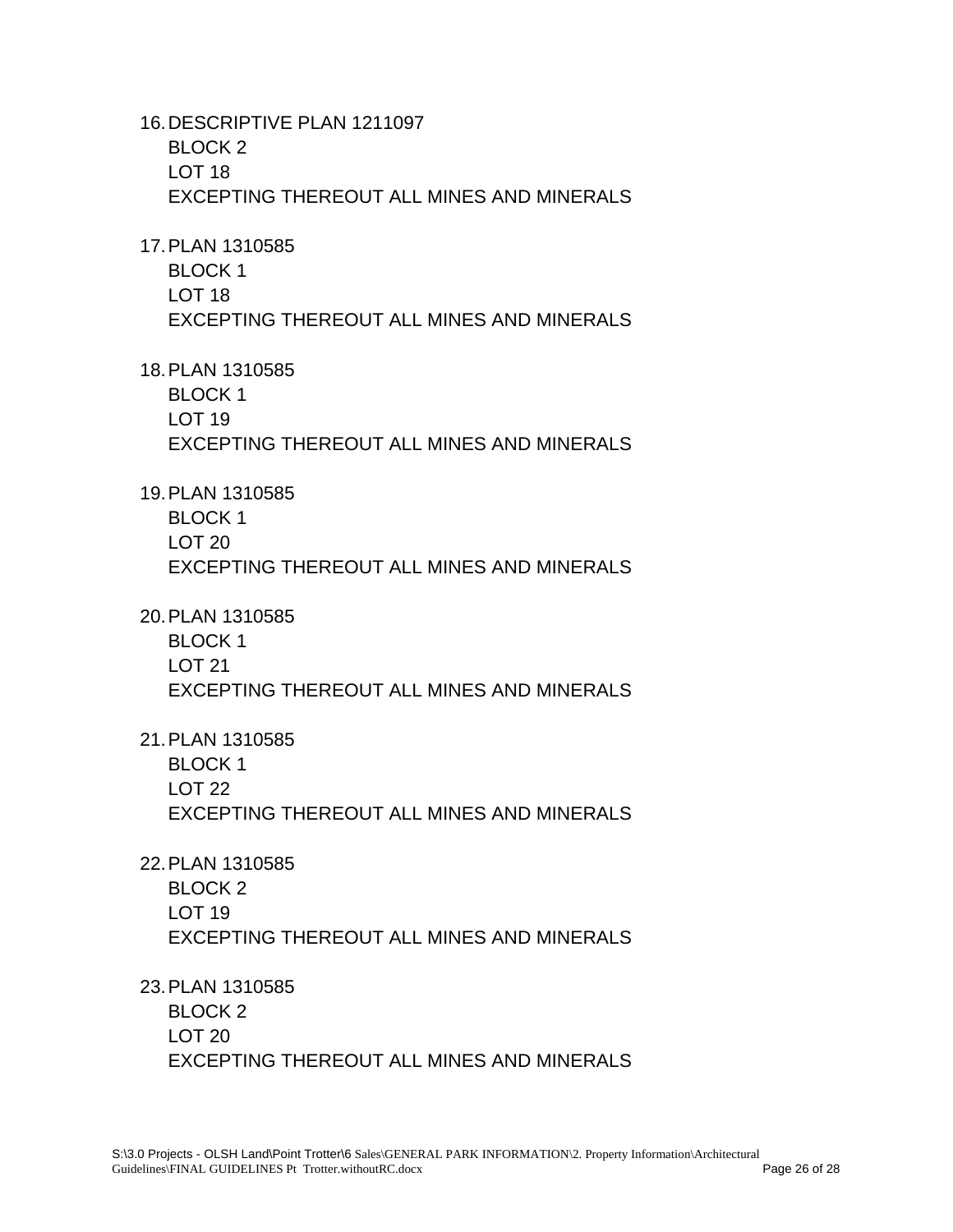16. DESCRIPTIVE PLAN 1211097
    BLOCK 2
    LOT 18
    EXCEPTING THEREOUT ALL MINES AND MINERALS

17. PLAN 1310585
    BLOCK 1
    LOT 18
    EXCEPTING THEREOUT ALL MINES AND MINERALS

18. PLAN 1310585
    BLOCK 1
    LOT 19
    EXCEPTING THEREOUT ALL MINES AND MINERALS

19. PLAN 1310585
    BLOCK 1
    LOT 20
    EXCEPTING THEREOUT ALL MINES AND MINERALS

20. PLAN 1310585
    BLOCK 1
    LOT 21
    EXCEPTING THEREOUT ALL MINES AND MINERALS

21. PLAN 1310585
    BLOCK 1
    LOT 22
    EXCEPTING THEREOUT ALL MINES AND MINERALS

22. PLAN 1310585
    BLOCK 2
    LOT 19
    EXCEPTING THEREOUT ALL MINES AND MINERALS

23. PLAN 1310585
    BLOCK 2
    LOT 20
    EXCEPTING THEREOUT ALL MINES AND MINERALS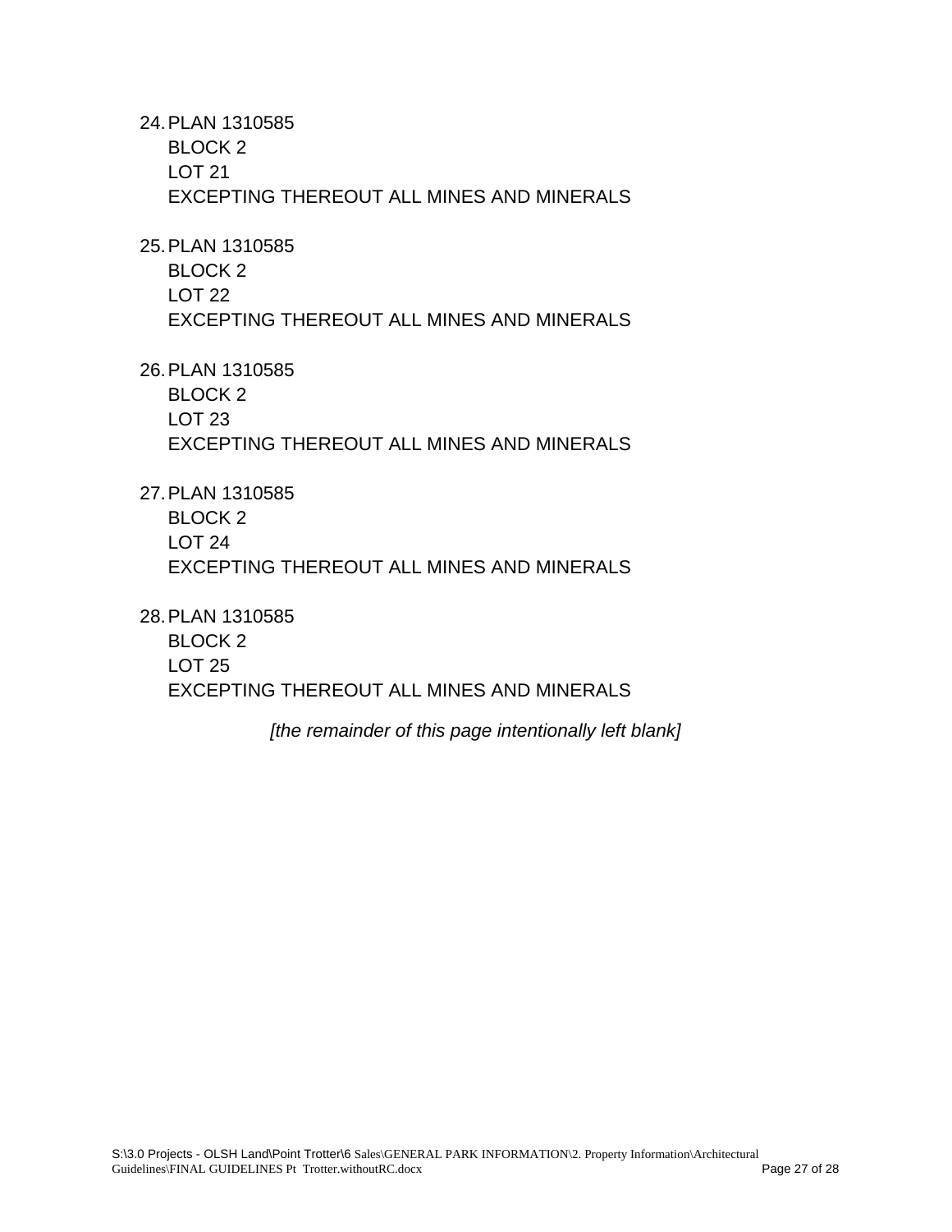24. PLAN 1310585  
    BLOCK 2  
    LOT 21  
    EXCEPTING THEREOUT ALL MINES AND MINERALS

25. PLAN 1310585  
    BLOCK 2  
    LOT 22  
    EXCEPTING THEREOUT ALL MINES AND MINERALS

26. PLAN 1310585  
    BLOCK 2  
    LOT 23  
    EXCEPTING THEREOUT ALL MINES AND MINERALS

27. PLAN 1310585  
    BLOCK 2  
    LOT 24  
    EXCEPTING THEREOUT ALL MINES AND MINERALS

28. PLAN 1310585  
    BLOCK 2  
    LOT 25  
    EXCEPTING THEREOUT ALL MINES AND MINERALS

*[the remainder of this page intentionally left blank]*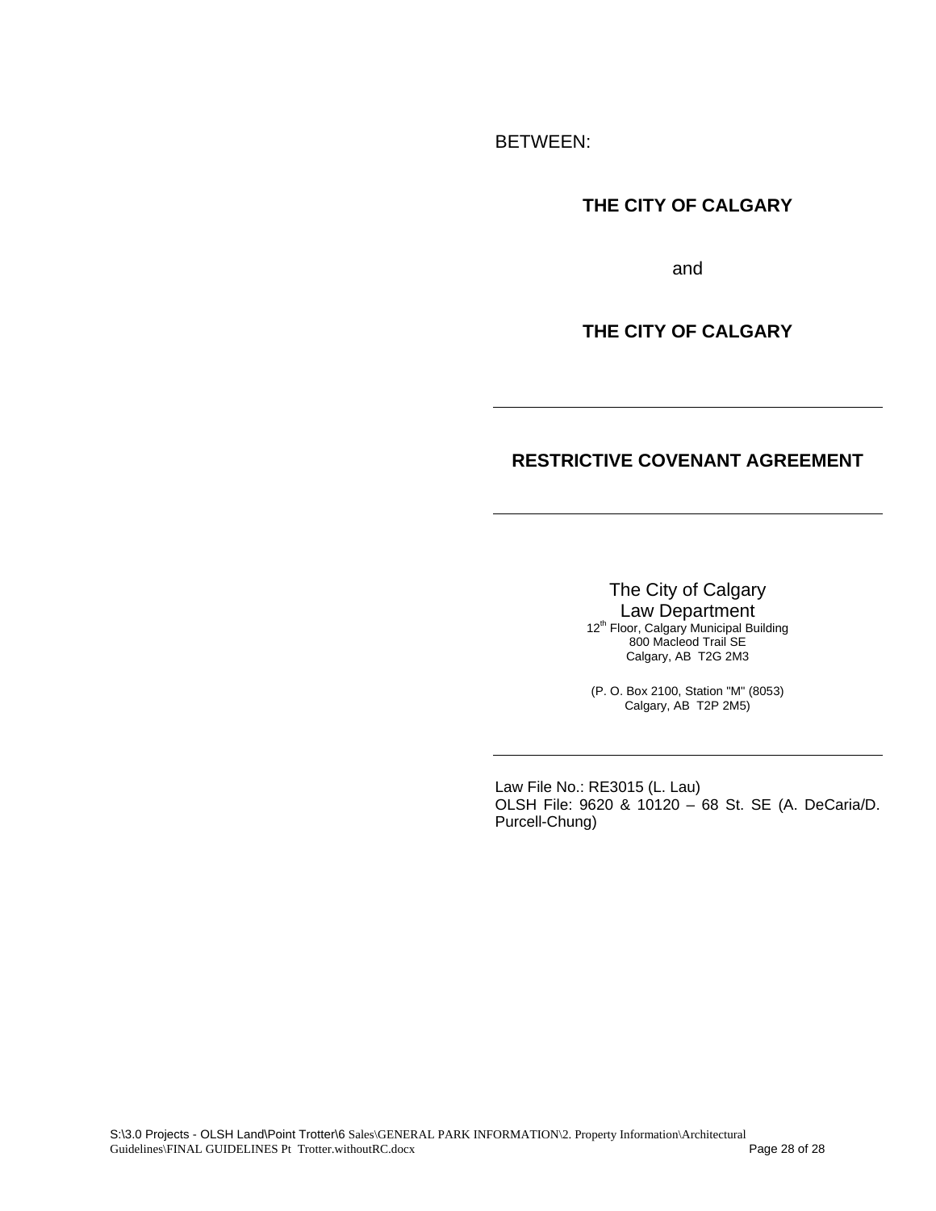BETWEEN:

**THE CITY OF CALGARY**

and

**THE CITY OF CALGARY**

---

## RESTRICTIVE COVENANT AGREEMENT

---

The City of Calgary
Law Department
12th Floor, Calgary Municipal Building
800 Macleod Trail SE
Calgary, AB  T2G 2M3

(P. O. Box 2100, Station "M" (8053)
Calgary, AB  T2P 2M5)

---

Law File No.: RE3015 (L. Lau)
OLSH File: 9620 & 10120 – 68 St. SE (A. DeCaria/D. Purcell-Chung)